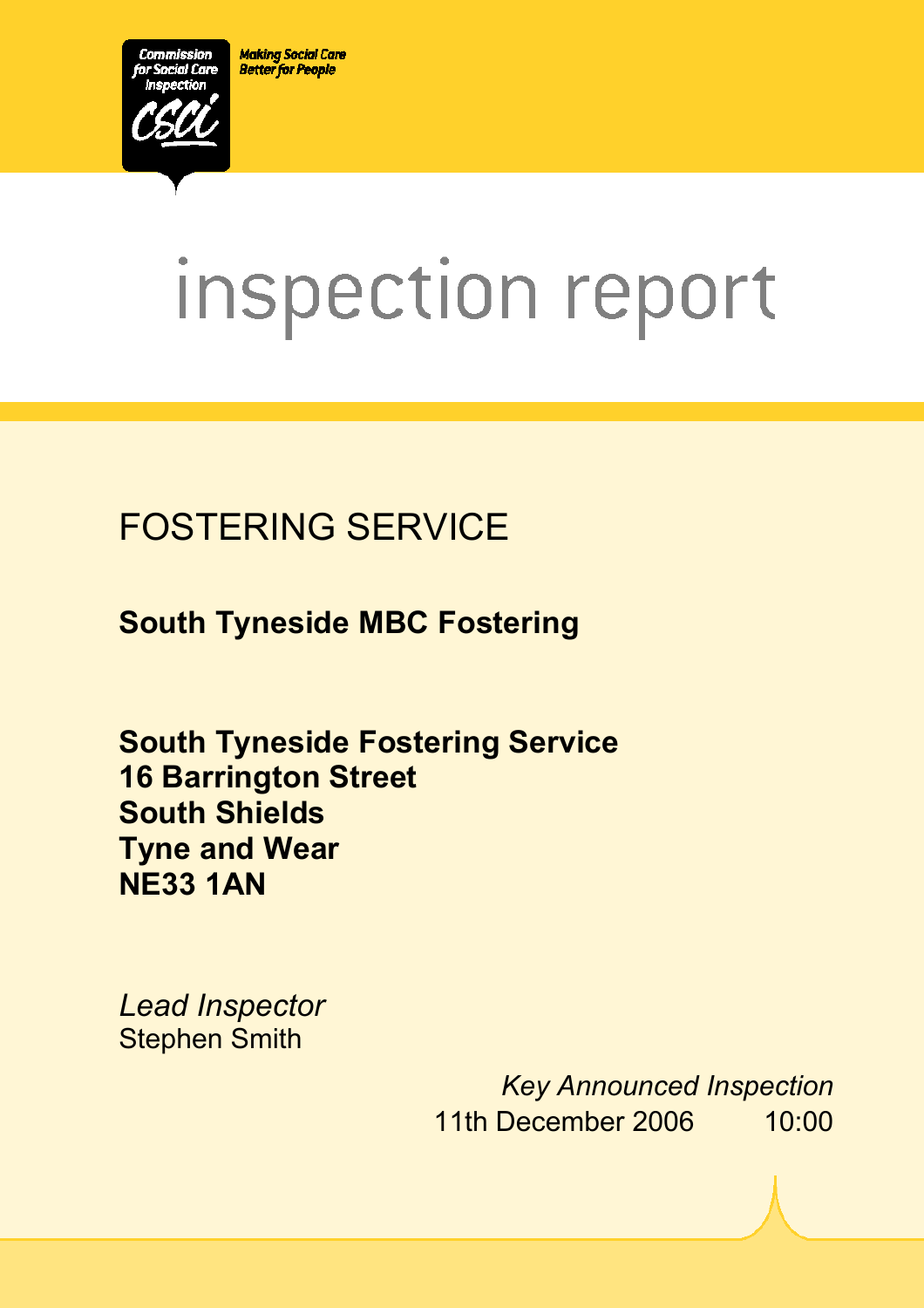Commission for Social Care Inspection

CSCI

Making Social Care Better for People

# inspection report

## FOSTERING SERVICE

**South Tyneside MBC Fostering**

**South Tyneside Fostering Service**
**16 Barrington Street**
**South Shields**
**Tyne and Wear**
**NE33 1AN**

*Lead Inspector*
Stephen Smith

*Key Announced Inspection*
11th December 2006 10:00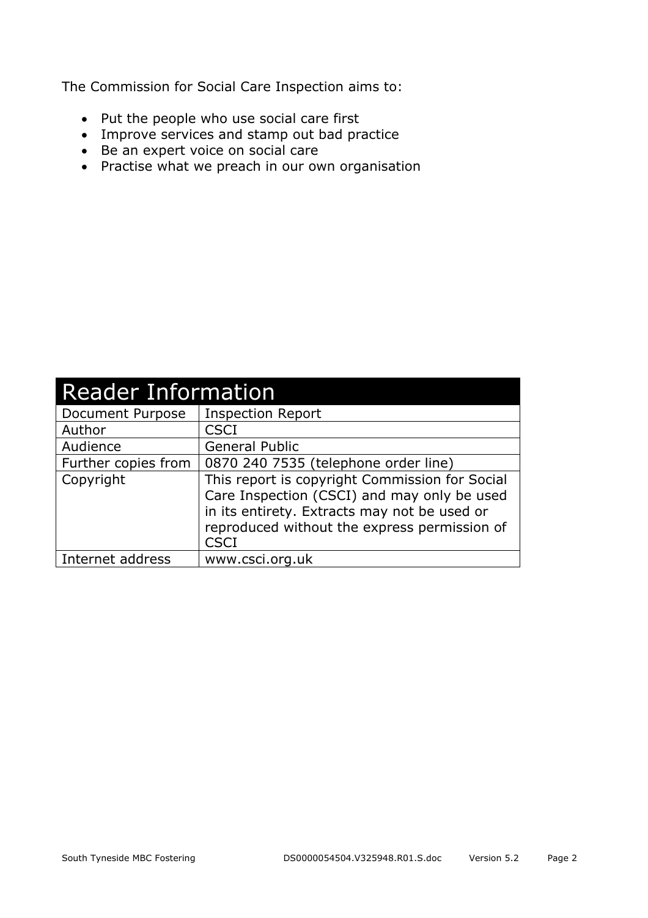The Commission for Social Care Inspection aims to:

- Put the people who use social care first
- Improve services and stamp out bad practice
- Be an expert voice on social care
- Practise what we preach in our own organisation

| Reader Information | |
|---|---|
| Document Purpose | Inspection Report |
| Author | CSCI |
| Audience | General Public |
| Further copies from | 0870 240 7535 (telephone order line) |
| Copyright | This report is copyright Commission for Social Care Inspection (CSCI) and may only be used in its entirety. Extracts may not be used or reproduced without the express permission of CSCI |
| Internet address | www.csci.org.uk |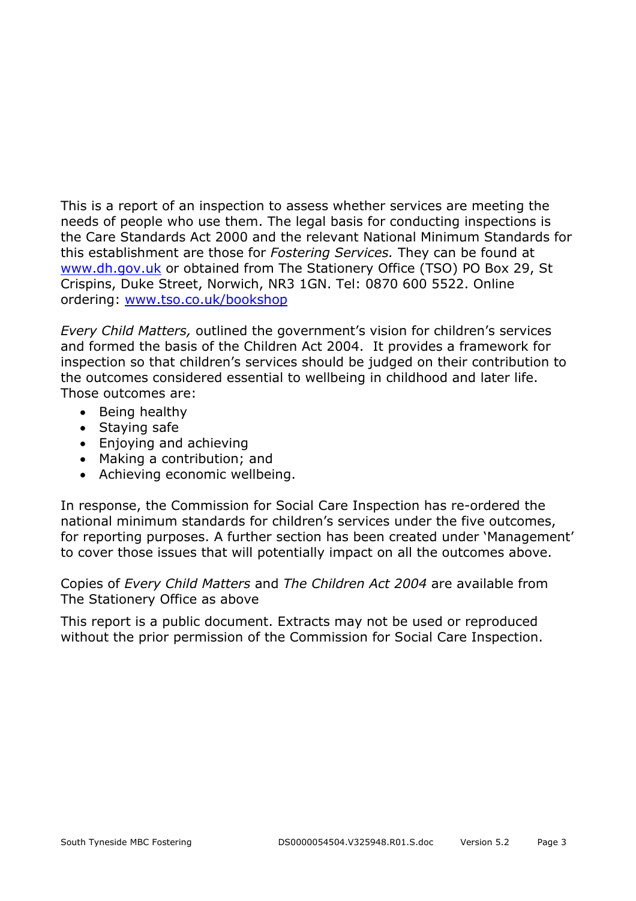This is a report of an inspection to assess whether services are meeting the needs of people who use them. The legal basis for conducting inspections is the Care Standards Act 2000 and the relevant National Minimum Standards for this establishment are those for *Fostering Services.* They can be found at [www.dh.gov.uk](http://www.dh.gov.uk) or obtained from The Stationery Office (TSO) PO Box 29, St Crispins, Duke Street, Norwich, NR3 1GN. Tel: 0870 600 5522. Online ordering: [www.tso.co.uk/bookshop](http://www.tso.co.uk/bookshop)

*Every Child Matters,* outlined the government's vision for children's services and formed the basis of the Children Act 2004. It provides a framework for inspection so that children's services should be judged on their contribution to the outcomes considered essential to wellbeing in childhood and later life. Those outcomes are:

- Being healthy
- Staying safe
- Enjoying and achieving
- Making a contribution; and
- Achieving economic wellbeing.

In response, the Commission for Social Care Inspection has re-ordered the national minimum standards for children's services under the five outcomes, for reporting purposes. A further section has been created under 'Management' to cover those issues that will potentially impact on all the outcomes above.

Copies of *Every Child Matters* and *The Children Act 2004* are available from The Stationery Office as above

This report is a public document. Extracts may not be used or reproduced without the prior permission of the Commission for Social Care Inspection.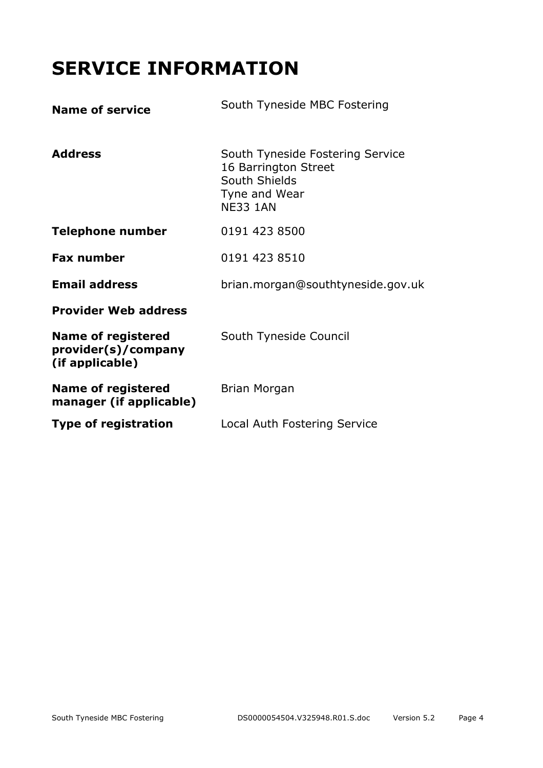# SERVICE INFORMATION

| | |
|---|---|
| **Name of service** | South Tyneside MBC Fostering |
| **Address** | South Tyneside Fostering Service<br>16 Barrington Street<br>South Shields<br>Tyne and Wear<br>NE33 1AN |
| **Telephone number** | 0191 423 8500 |
| **Fax number** | 0191 423 8510 |
| **Email address** | brian.morgan@southtyneside.gov.uk |
| **Provider Web address** | |
| **Name of registered provider(s)/company (if applicable)** | South Tyneside Council |
| **Name of registered manager (if applicable)** | Brian Morgan |
| **Type of registration** | Local Auth Fostering Service |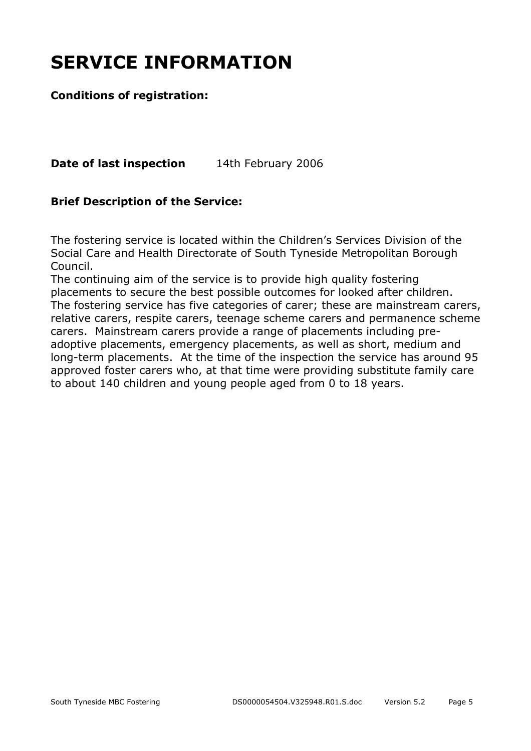# SERVICE INFORMATION

**Conditions of registration:**

**Date of last inspection** 14th February 2006

**Brief Description of the Service:**

The fostering service is located within the Children's Services Division of the Social Care and Health Directorate of South Tyneside Metropolitan Borough Council.

The continuing aim of the service is to provide high quality fostering placements to secure the best possible outcomes for looked after children. The fostering service has five categories of carer; these are mainstream carers, relative carers, respite carers, teenage scheme carers and permanence scheme carers. Mainstream carers provide a range of placements including pre-adoptive placements, emergency placements, as well as short, medium and long-term placements. At the time of the inspection the service has around 95 approved foster carers who, at that time were providing substitute family care to about 140 children and young people aged from 0 to 18 years.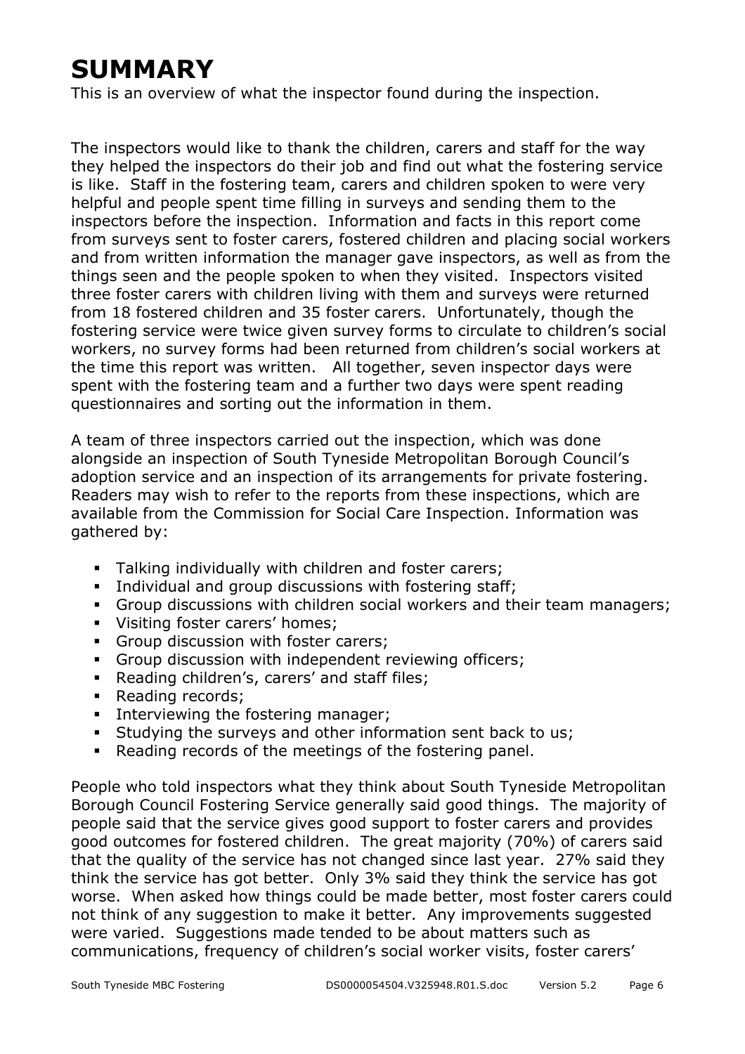# SUMMARY

This is an overview of what the inspector found during the inspection.

The inspectors would like to thank the children, carers and staff for the way they helped the inspectors do their job and find out what the fostering service is like. Staff in the fostering team, carers and children spoken to were very helpful and people spent time filling in surveys and sending them to the inspectors before the inspection. Information and facts in this report come from surveys sent to foster carers, fostered children and placing social workers and from written information the manager gave inspectors, as well as from the things seen and the people spoken to when they visited. Inspectors visited three foster carers with children living with them and surveys were returned from 18 fostered children and 35 foster carers. Unfortunately, though the fostering service were twice given survey forms to circulate to children's social workers, no survey forms had been returned from children's social workers at the time this report was written. All together, seven inspector days were spent with the fostering team and a further two days were spent reading questionnaires and sorting out the information in them.

A team of three inspectors carried out the inspection, which was done alongside an inspection of South Tyneside Metropolitan Borough Council's adoption service and an inspection of its arrangements for private fostering. Readers may wish to refer to the reports from these inspections, which are available from the Commission for Social Care Inspection. Information was gathered by:

- Talking individually with children and foster carers;
- Individual and group discussions with fostering staff;
- Group discussions with children social workers and their team managers;
- Visiting foster carers' homes;
- Group discussion with foster carers;
- Group discussion with independent reviewing officers;
- Reading children's, carers' and staff files;
- Reading records;
- Interviewing the fostering manager;
- Studying the surveys and other information sent back to us;
- Reading records of the meetings of the fostering panel.

People who told inspectors what they think about South Tyneside Metropolitan Borough Council Fostering Service generally said good things. The majority of people said that the service gives good support to foster carers and provides good outcomes for fostered children. The great majority (70%) of carers said that the quality of the service has not changed since last year. 27% said they think the service has got better. Only 3% said they think the service has got worse. When asked how things could be made better, most foster carers could not think of any suggestion to make it better. Any improvements suggested were varied. Suggestions made tended to be about matters such as communications, frequency of children's social worker visits, foster carers'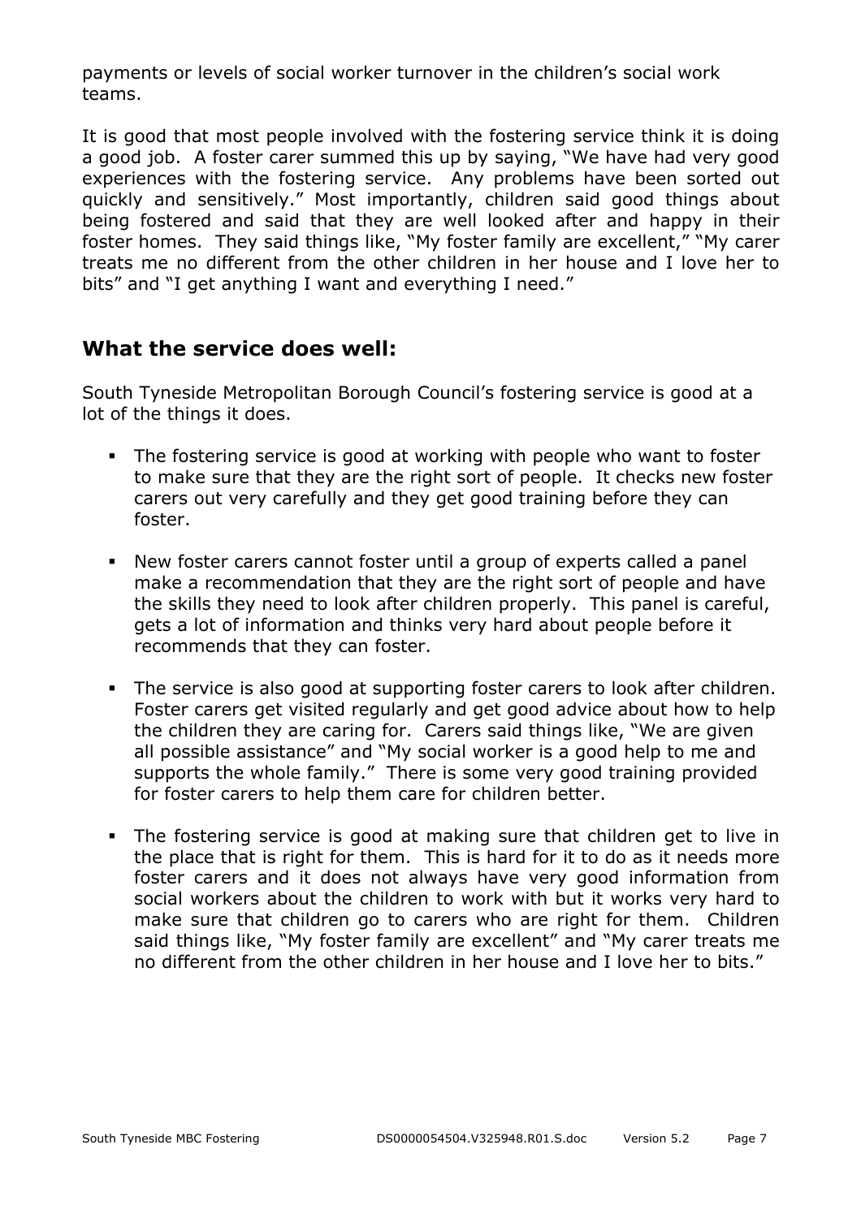payments or levels of social worker turnover in the children's social work teams.

It is good that most people involved with the fostering service think it is doing a good job. A foster carer summed this up by saying, "We have had very good experiences with the fostering service. Any problems have been sorted out quickly and sensitively." Most importantly, children said good things about being fostered and said that they are well looked after and happy in their foster homes. They said things like, "My foster family are excellent," "My carer treats me no different from the other children in her house and I love her to bits" and "I get anything I want and everything I need."

## What the service does well:

South Tyneside Metropolitan Borough Council's fostering service is good at a lot of the things it does.

- The fostering service is good at working with people who want to foster to make sure that they are the right sort of people. It checks new foster carers out very carefully and they get good training before they can foster.
- New foster carers cannot foster until a group of experts called a panel make a recommendation that they are the right sort of people and have the skills they need to look after children properly. This panel is careful, gets a lot of information and thinks very hard about people before it recommends that they can foster.
- The service is also good at supporting foster carers to look after children. Foster carers get visited regularly and get good advice about how to help the children they are caring for. Carers said things like, "We are given all possible assistance" and "My social worker is a good help to me and supports the whole family." There is some very good training provided for foster carers to help them care for children better.
- The fostering service is good at making sure that children get to live in the place that is right for them. This is hard for it to do as it needs more foster carers and it does not always have very good information from social workers about the children to work with but it works very hard to make sure that children go to carers who are right for them. Children said things like, "My foster family are excellent" and "My carer treats me no different from the other children in her house and I love her to bits."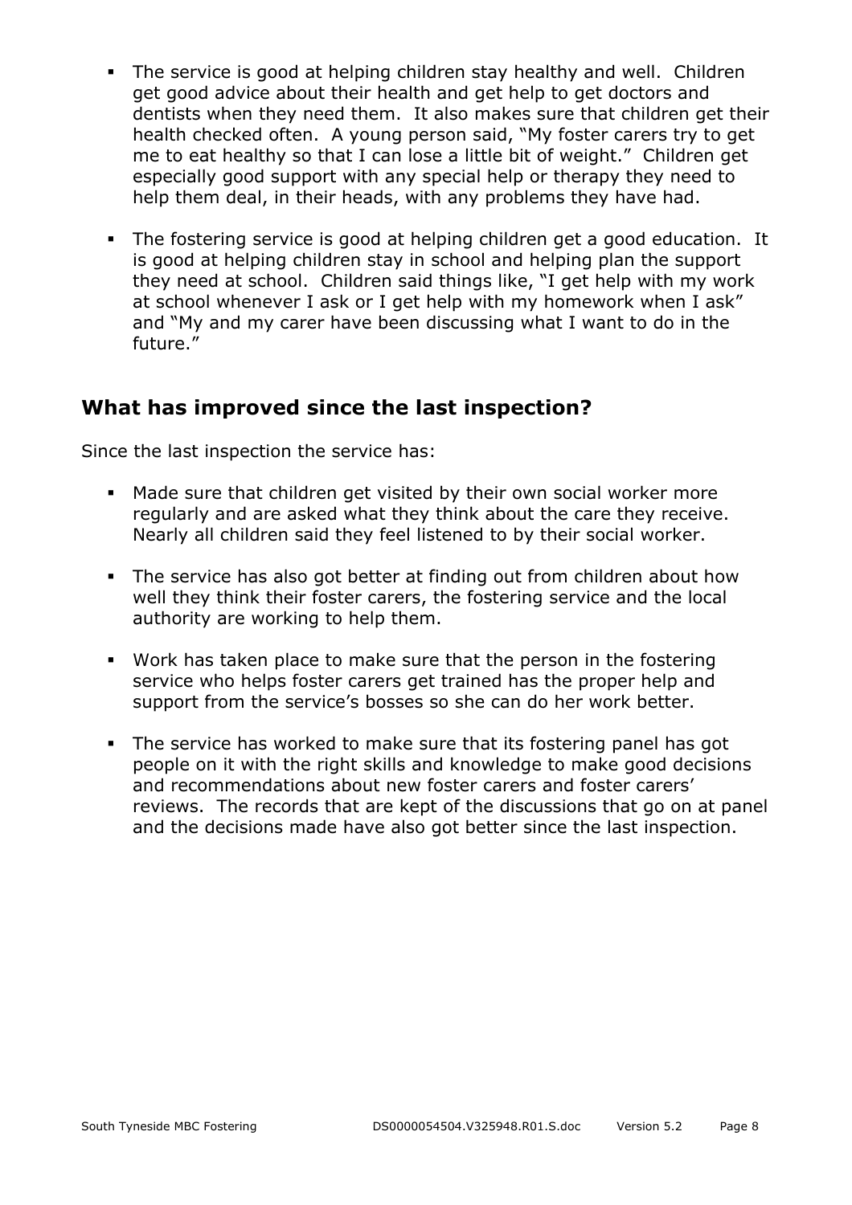- The service is good at helping children stay healthy and well. Children get good advice about their health and get help to get doctors and dentists when they need them. It also makes sure that children get their health checked often. A young person said, "My foster carers try to get me to eat healthy so that I can lose a little bit of weight." Children get especially good support with any special help or therapy they need to help them deal, in their heads, with any problems they have had.

- The fostering service is good at helping children get a good education. It is good at helping children stay in school and helping plan the support they need at school. Children said things like, "I get help with my work at school whenever I ask or I get help with my homework when I ask" and "My and my carer have been discussing what I want to do in the future."

## What has improved since the last inspection?

Since the last inspection the service has:

- Made sure that children get visited by their own social worker more regularly and are asked what they think about the care they receive. Nearly all children said they feel listened to by their social worker.

- The service has also got better at finding out from children about how well they think their foster carers, the fostering service and the local authority are working to help them.

- Work has taken place to make sure that the person in the fostering service who helps foster carers get trained has the proper help and support from the service's bosses so she can do her work better.

- The service has worked to make sure that its fostering panel has got people on it with the right skills and knowledge to make good decisions and recommendations about new foster carers and foster carers' reviews. The records that are kept of the discussions that go on at panel and the decisions made have also got better since the last inspection.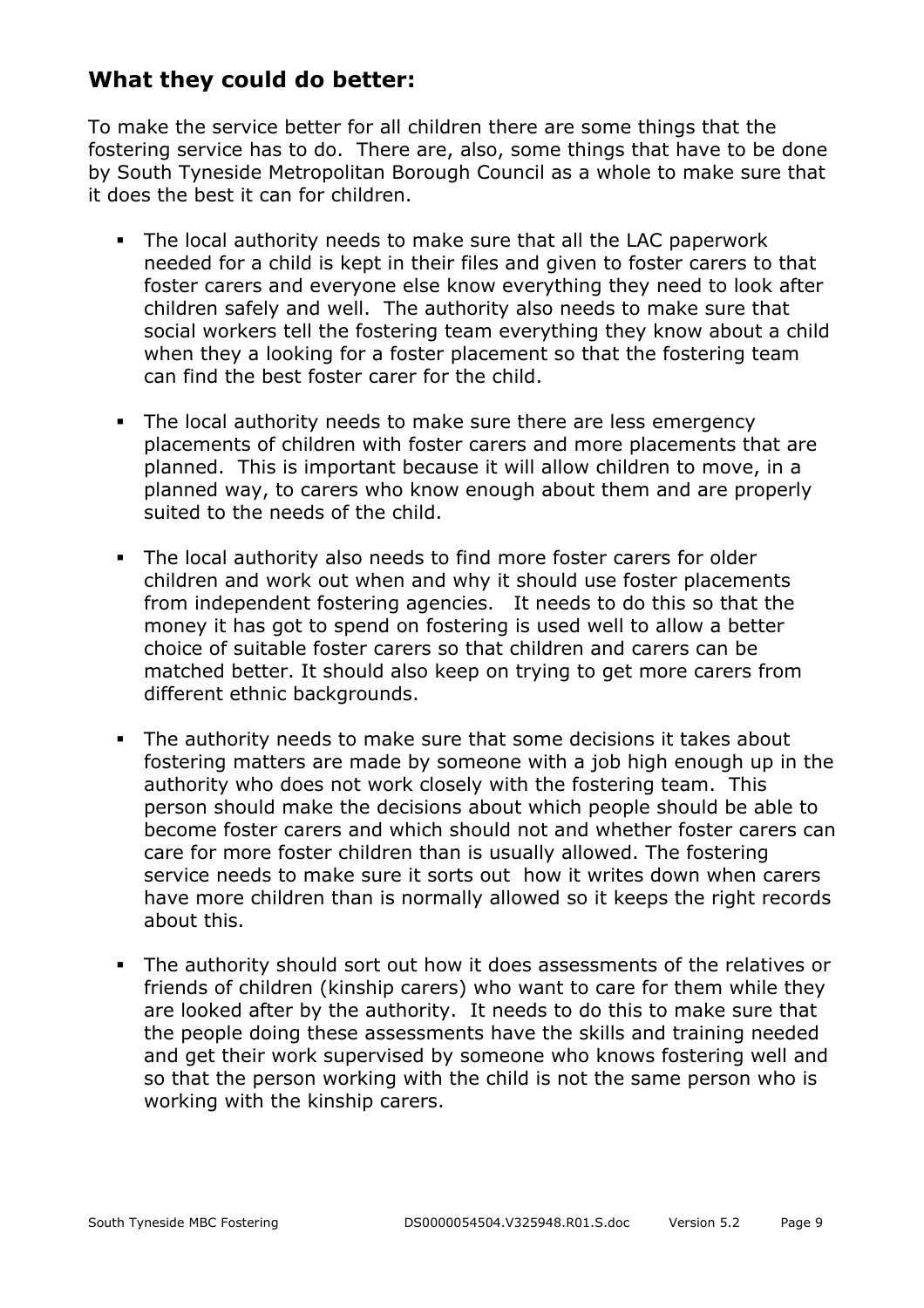## What they could do better:

To make the service better for all children there are some things that the fostering service has to do. There are, also, some things that have to be done by South Tyneside Metropolitan Borough Council as a whole to make sure that it does the best it can for children.

- The local authority needs to make sure that all the LAC paperwork needed for a child is kept in their files and given to foster carers to that foster carers and everyone else know everything they need to look after children safely and well. The authority also needs to make sure that social workers tell the fostering team everything they know about a child when they a looking for a foster placement so that the fostering team can find the best foster carer for the child.

- The local authority needs to make sure there are less emergency placements of children with foster carers and more placements that are planned. This is important because it will allow children to move, in a planned way, to carers who know enough about them and are properly suited to the needs of the child.

- The local authority also needs to find more foster carers for older children and work out when and why it should use foster placements from independent fostering agencies. It needs to do this so that the money it has got to spend on fostering is used well to allow a better choice of suitable foster carers so that children and carers can be matched better. It should also keep on trying to get more carers from different ethnic backgrounds.

- The authority needs to make sure that some decisions it takes about fostering matters are made by someone with a job high enough up in the authority who does not work closely with the fostering team. This person should make the decisions about which people should be able to become foster carers and which should not and whether foster carers can care for more foster children than is usually allowed. The fostering service needs to make sure it sorts out how it writes down when carers have more children than is normally allowed so it keeps the right records about this.

- The authority should sort out how it does assessments of the relatives or friends of children (kinship carers) who want to care for them while they are looked after by the authority. It needs to do this to make sure that the people doing these assessments have the skills and training needed and get their work supervised by someone who knows fostering well and so that the person working with the child is not the same person who is working with the kinship carers.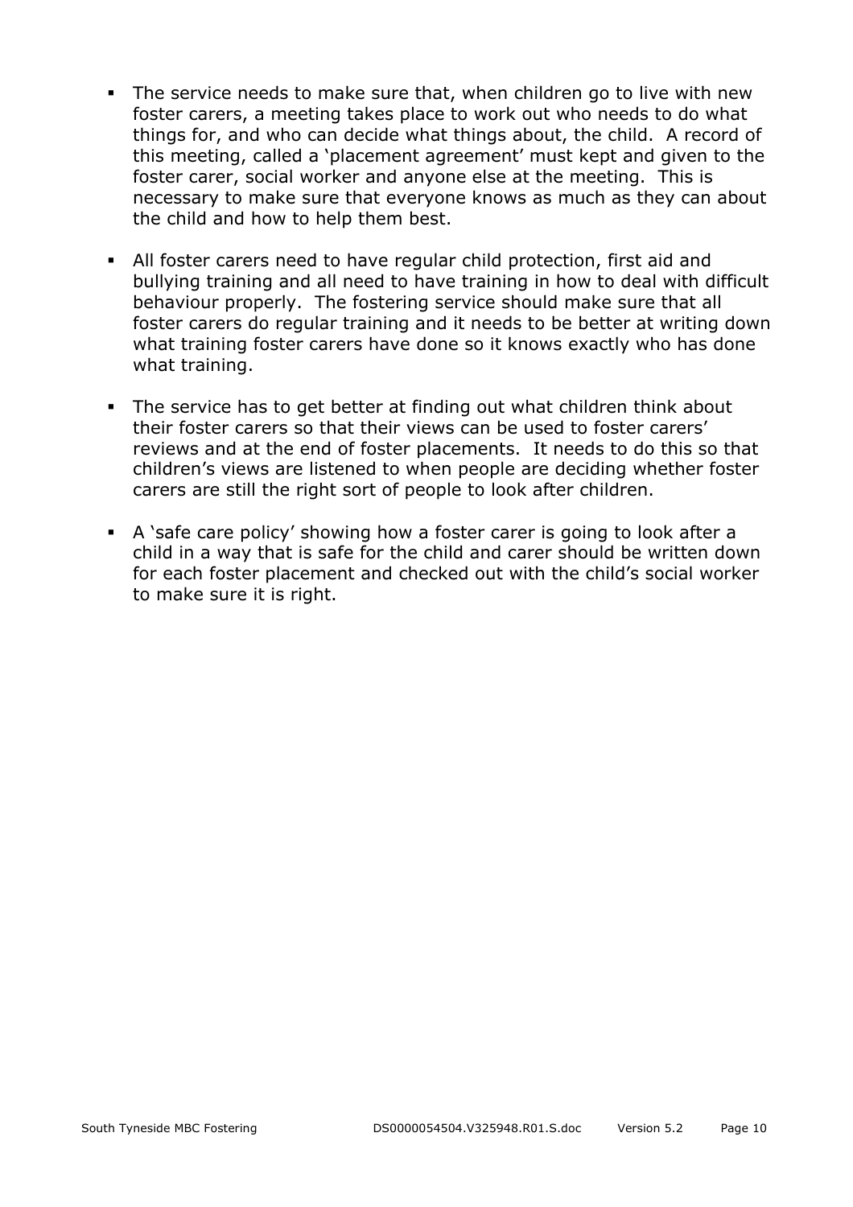- The service needs to make sure that, when children go to live with new foster carers, a meeting takes place to work out who needs to do what things for, and who can decide what things about, the child. A record of this meeting, called a 'placement agreement' must kept and given to the foster carer, social worker and anyone else at the meeting. This is necessary to make sure that everyone knows as much as they can about the child and how to help them best.

- All foster carers need to have regular child protection, first aid and bullying training and all need to have training in how to deal with difficult behaviour properly. The fostering service should make sure that all foster carers do regular training and it needs to be better at writing down what training foster carers have done so it knows exactly who has done what training.

- The service has to get better at finding out what children think about their foster carers so that their views can be used to foster carers' reviews and at the end of foster placements. It needs to do this so that children's views are listened to when people are deciding whether foster carers are still the right sort of people to look after children.

- A 'safe care policy' showing how a foster carer is going to look after a child in a way that is safe for the child and carer should be written down for each foster placement and checked out with the child's social worker to make sure it is right.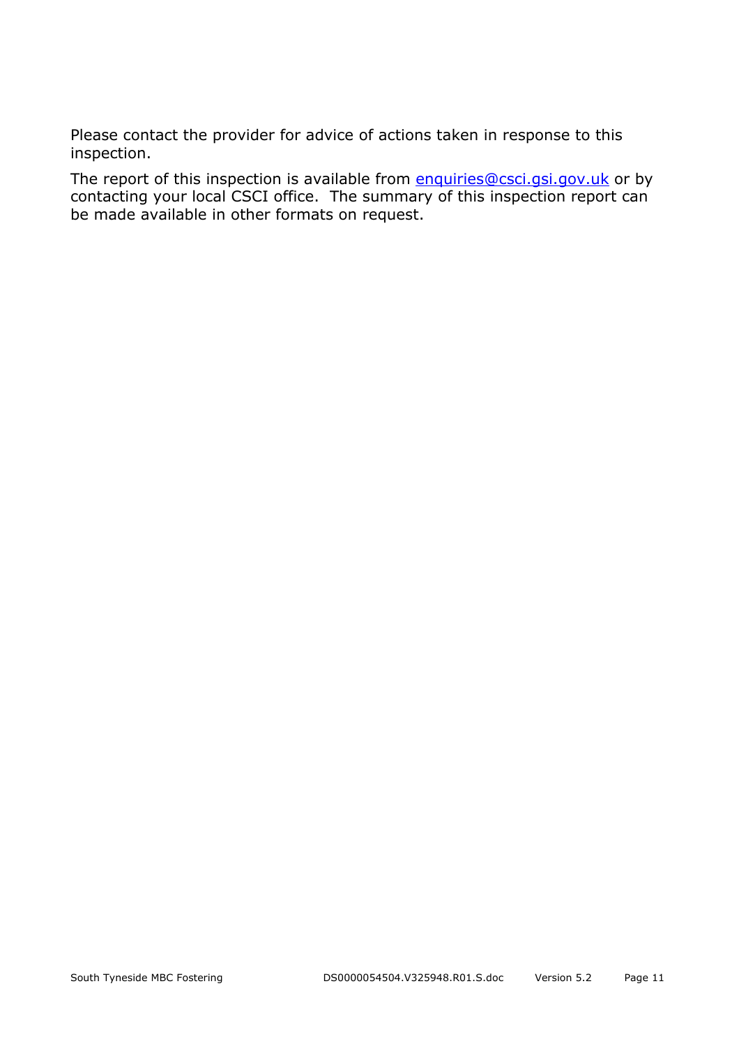Please contact the provider for advice of actions taken in response to this inspection.

The report of this inspection is available from enquiries@csci.gsi.gov.uk or by contacting your local CSCI office. The summary of this inspection report can be made available in other formats on request.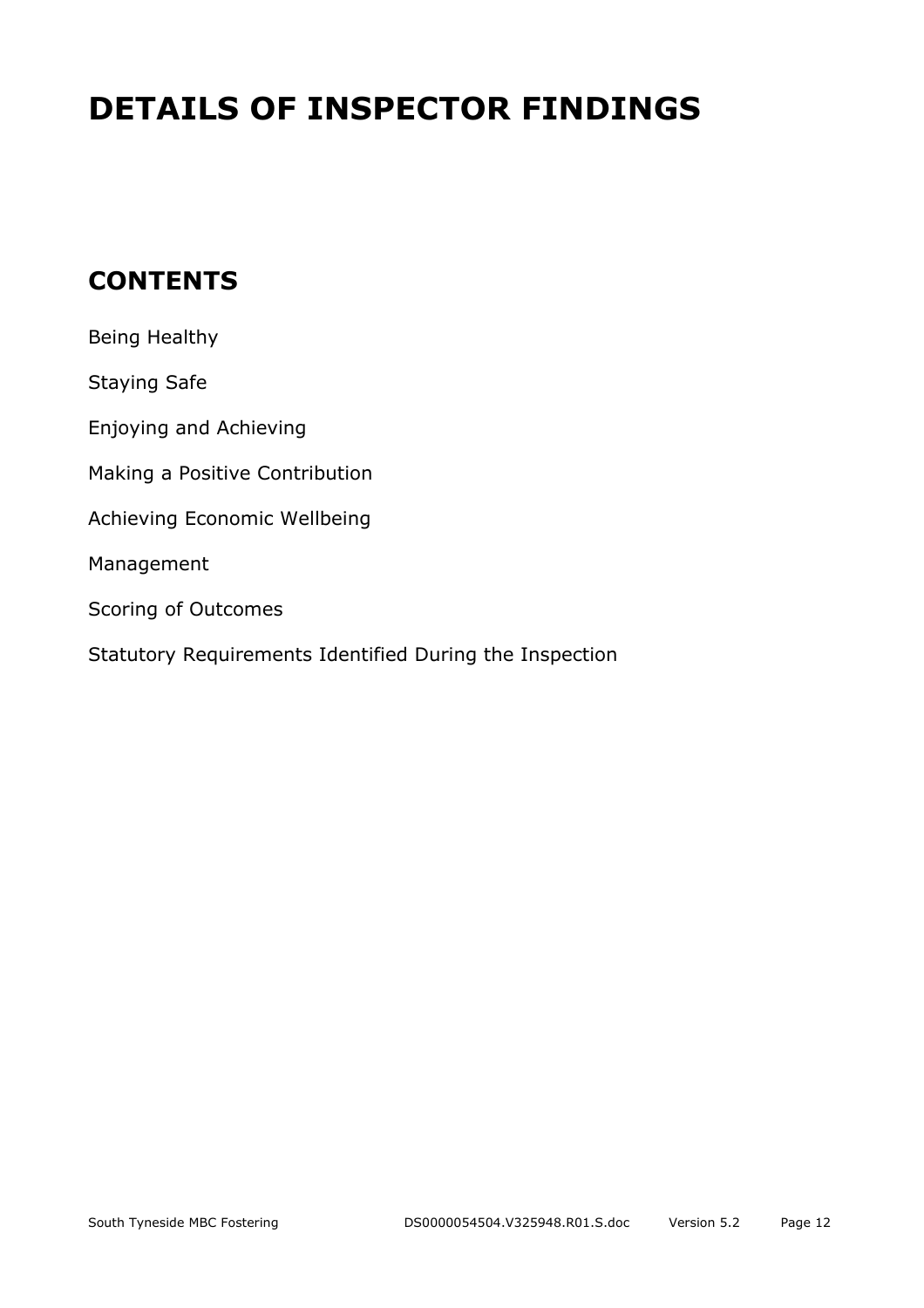# DETAILS OF INSPECTOR FINDINGS

## CONTENTS

Being Healthy

Staying Safe

Enjoying and Achieving

Making a Positive Contribution

Achieving Economic Wellbeing

Management

Scoring of Outcomes

Statutory Requirements Identified During the Inspection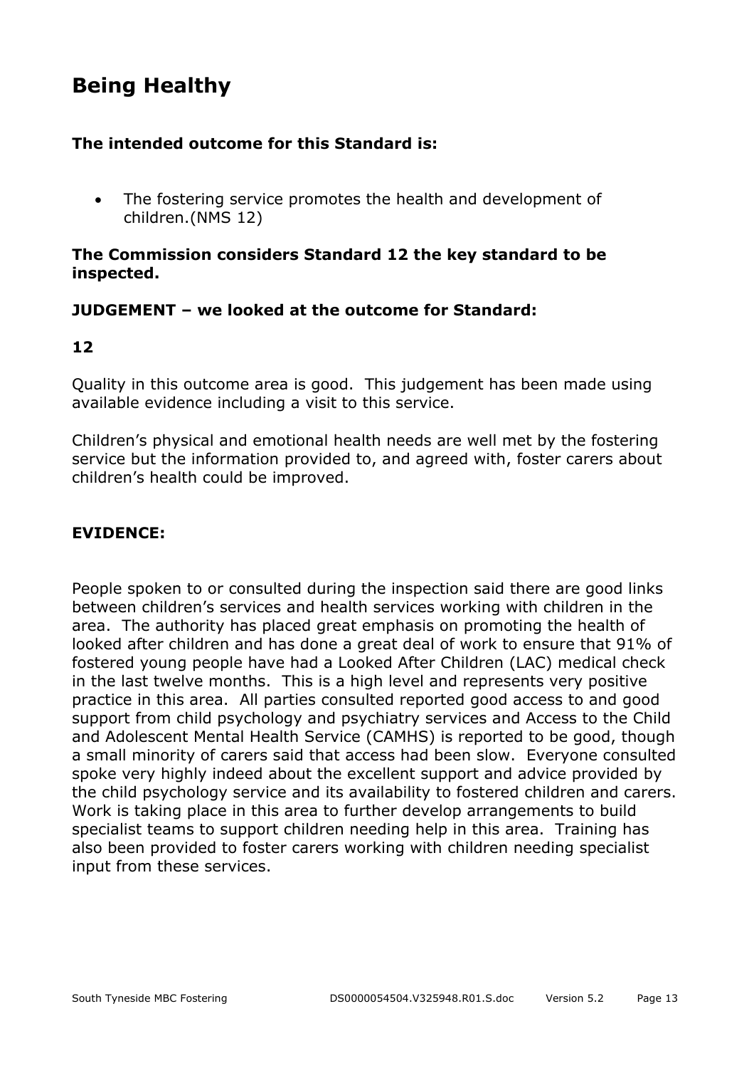# Being Healthy

**The intended outcome for this Standard is:**

- The fostering service promotes the health and development of children.(NMS 12)

**The Commission considers Standard 12 the key standard to be inspected.**

**JUDGEMENT – we looked at the outcome for Standard:**

**12**

Quality in this outcome area is good. This judgement has been made using available evidence including a visit to this service.

Children's physical and emotional health needs are well met by the fostering service but the information provided to, and agreed with, foster carers about children's health could be improved.

**EVIDENCE:**

People spoken to or consulted during the inspection said there are good links between children's services and health services working with children in the area. The authority has placed great emphasis on promoting the health of looked after children and has done a great deal of work to ensure that 91% of fostered young people have had a Looked After Children (LAC) medical check in the last twelve months. This is a high level and represents very positive practice in this area. All parties consulted reported good access to and good support from child psychology and psychiatry services and Access to the Child and Adolescent Mental Health Service (CAMHS) is reported to be good, though a small minority of carers said that access had been slow. Everyone consulted spoke very highly indeed about the excellent support and advice provided by the child psychology service and its availability to fostered children and carers. Work is taking place in this area to further develop arrangements to build specialist teams to support children needing help in this area. Training has also been provided to foster carers working with children needing specialist input from these services.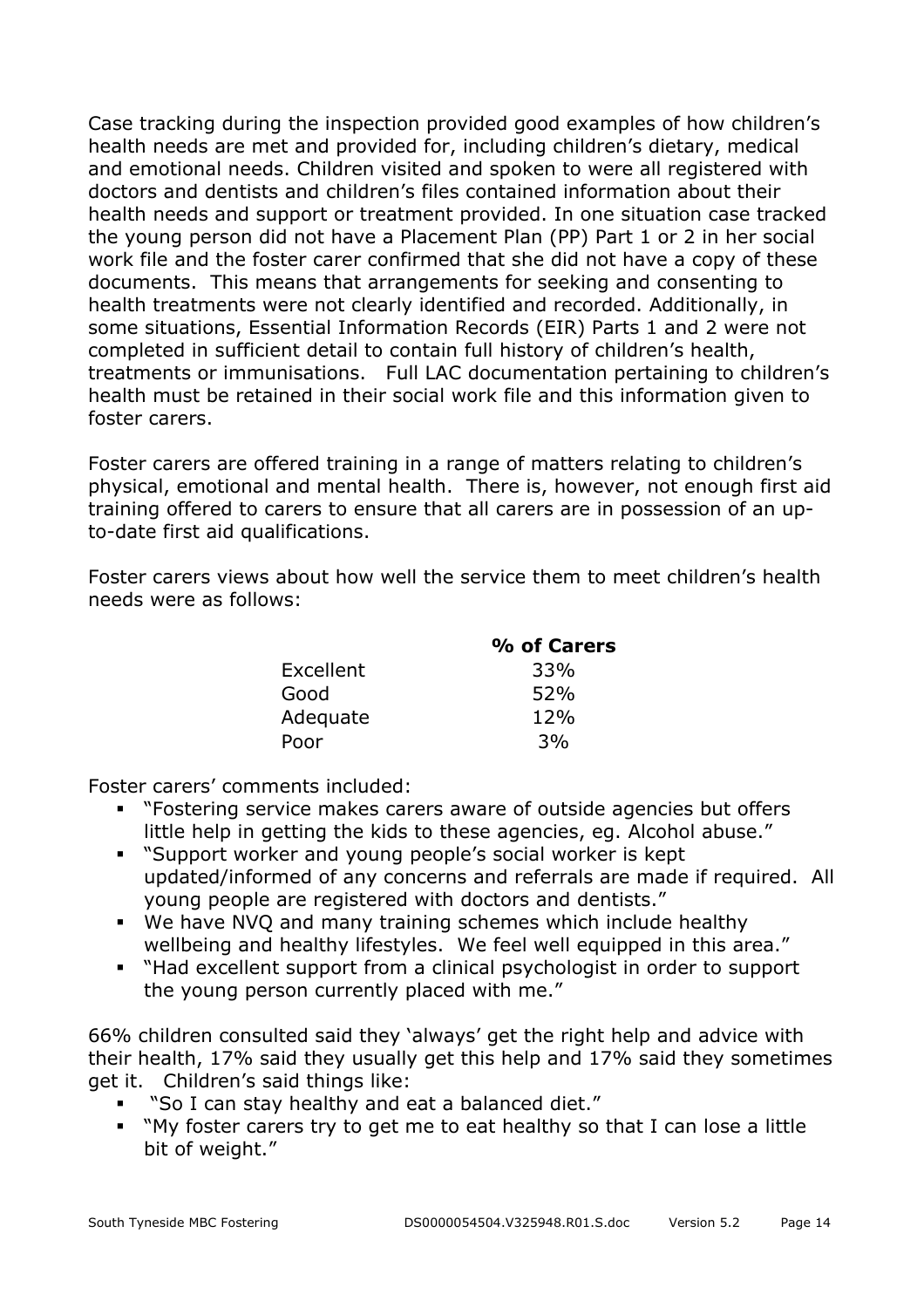Case tracking during the inspection provided good examples of how children's health needs are met and provided for, including children's dietary, medical and emotional needs. Children visited and spoken to were all registered with doctors and dentists and children's files contained information about their health needs and support or treatment provided. In one situation case tracked the young person did not have a Placement Plan (PP) Part 1 or 2 in her social work file and the foster carer confirmed that she did not have a copy of these documents. This means that arrangements for seeking and consenting to health treatments were not clearly identified and recorded. Additionally, in some situations, Essential Information Records (EIR) Parts 1 and 2 were not completed in sufficient detail to contain full history of children's health, treatments or immunisations. Full LAC documentation pertaining to children's health must be retained in their social work file and this information given to foster carers.

Foster carers are offered training in a range of matters relating to children's physical, emotional and mental health. There is, however, not enough first aid training offered to carers to ensure that all carers are in possession of an up-to-date first aid qualifications.

Foster carers views about how well the service them to meet children's health needs were as follows:

| | **% of Carers** |
|---|---|
| Excellent | 33% |
| Good | 52% |
| Adequate | 12% |
| Poor | 3% |

Foster carers' comments included:

- "Fostering service makes carers aware of outside agencies but offers little help in getting the kids to these agencies, eg. Alcohol abuse."
- "Support worker and young people's social worker is kept updated/informed of any concerns and referrals are made if required. All young people are registered with doctors and dentists."
- We have NVQ and many training schemes which include healthy wellbeing and healthy lifestyles. We feel well equipped in this area."
- "Had excellent support from a clinical psychologist in order to support the young person currently placed with me."

66% children consulted said they 'always' get the right help and advice with their health, 17% said they usually get this help and 17% said they sometimes get it. Children's said things like:

- "So I can stay healthy and eat a balanced diet."
- "My foster carers try to get me to eat healthy so that I can lose a little bit of weight."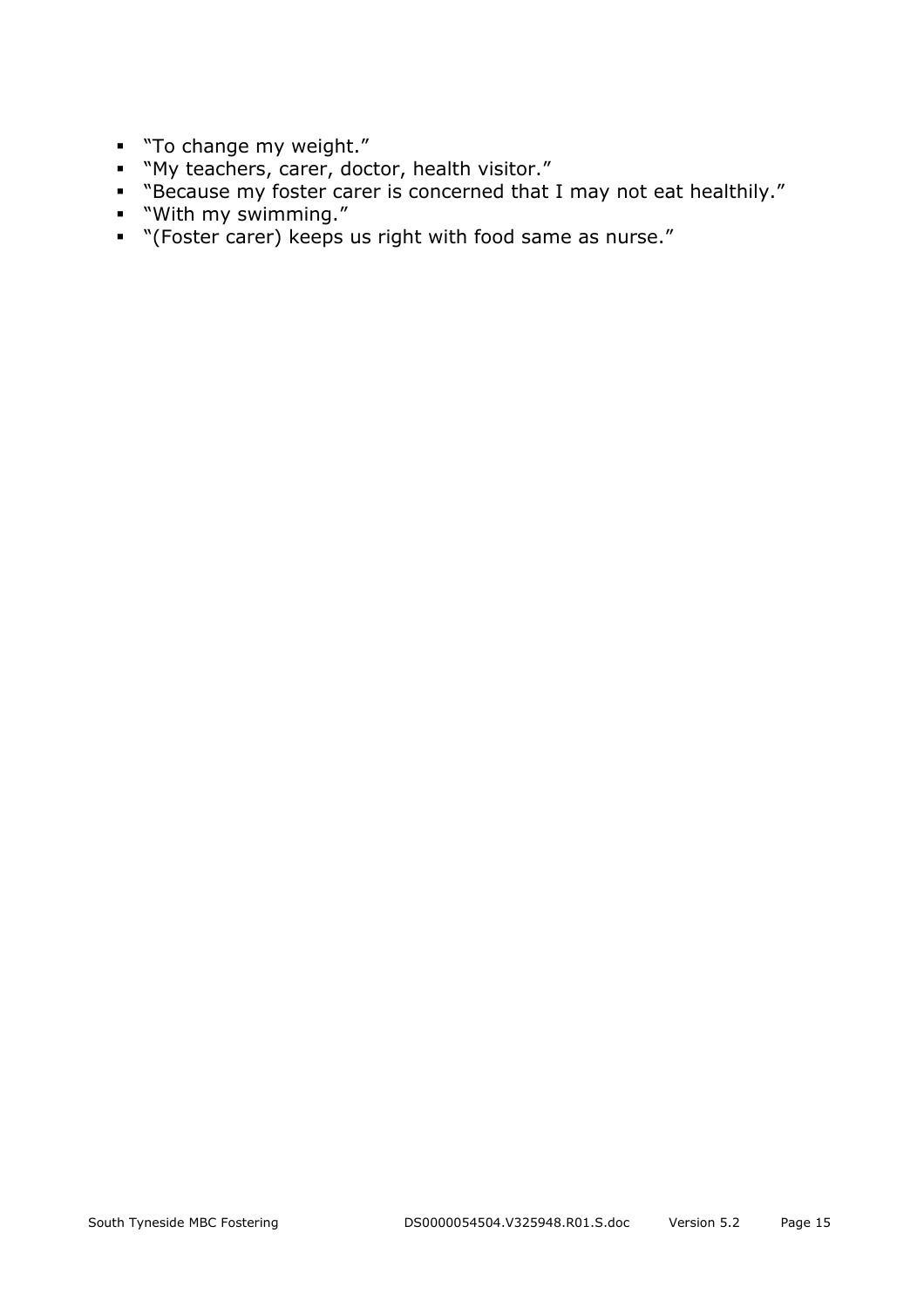- "To change my weight."
- "My teachers, carer, doctor, health visitor."
- "Because my foster carer is concerned that I may not eat healthily."
- "With my swimming."
- "(Foster carer) keeps us right with food same as nurse."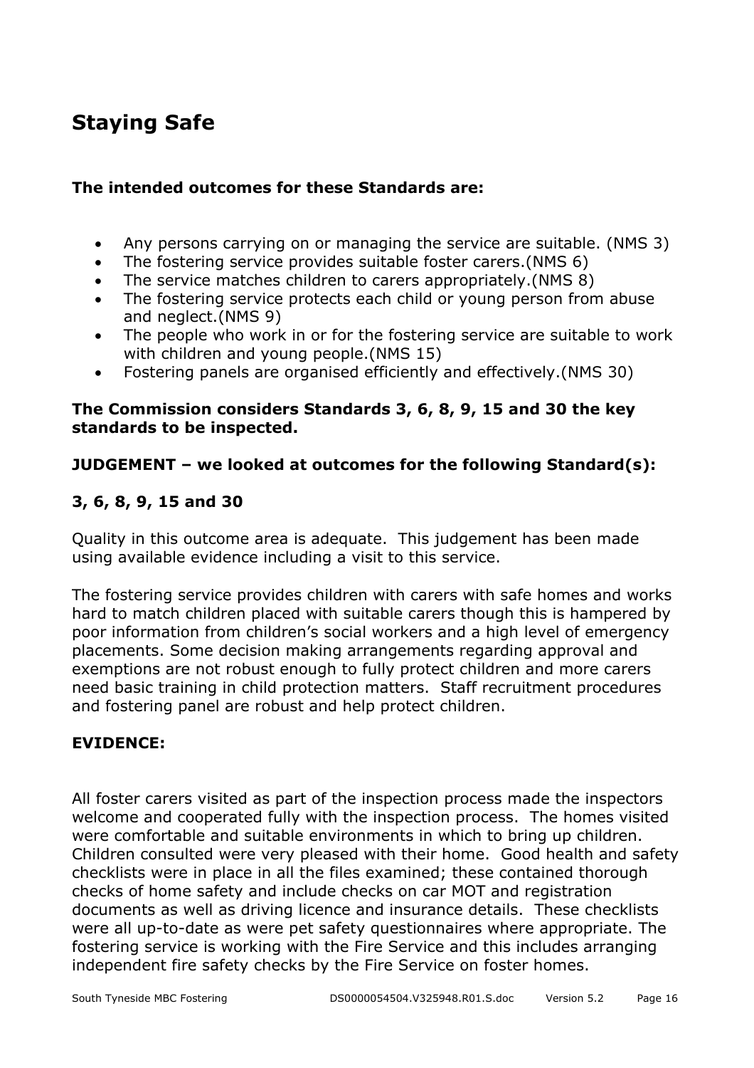## Staying Safe

**The intended outcomes for these Standards are:**

- Any persons carrying on or managing the service are suitable. (NMS 3)
- The fostering service provides suitable foster carers.(NMS 6)
- The service matches children to carers appropriately.(NMS 8)
- The fostering service protects each child or young person from abuse and neglect.(NMS 9)
- The people who work in or for the fostering service are suitable to work with children and young people.(NMS 15)
- Fostering panels are organised efficiently and effectively.(NMS 30)

**The Commission considers Standards 3, 6, 8, 9, 15 and 30 the key standards to be inspected.**

**JUDGEMENT – we looked at outcomes for the following Standard(s):**

**3, 6, 8, 9, 15 and 30**

Quality in this outcome area is adequate. This judgement has been made using available evidence including a visit to this service.

The fostering service provides children with carers with safe homes and works hard to match children placed with suitable carers though this is hampered by poor information from children's social workers and a high level of emergency placements. Some decision making arrangements regarding approval and exemptions are not robust enough to fully protect children and more carers need basic training in child protection matters. Staff recruitment procedures and fostering panel are robust and help protect children.

**EVIDENCE:**

All foster carers visited as part of the inspection process made the inspectors welcome and cooperated fully with the inspection process. The homes visited were comfortable and suitable environments in which to bring up children. Children consulted were very pleased with their home. Good health and safety checklists were in place in all the files examined; these contained thorough checks of home safety and include checks on car MOT and registration documents as well as driving licence and insurance details. These checklists were all up-to-date as were pet safety questionnaires where appropriate. The fostering service is working with the Fire Service and this includes arranging independent fire safety checks by the Fire Service on foster homes.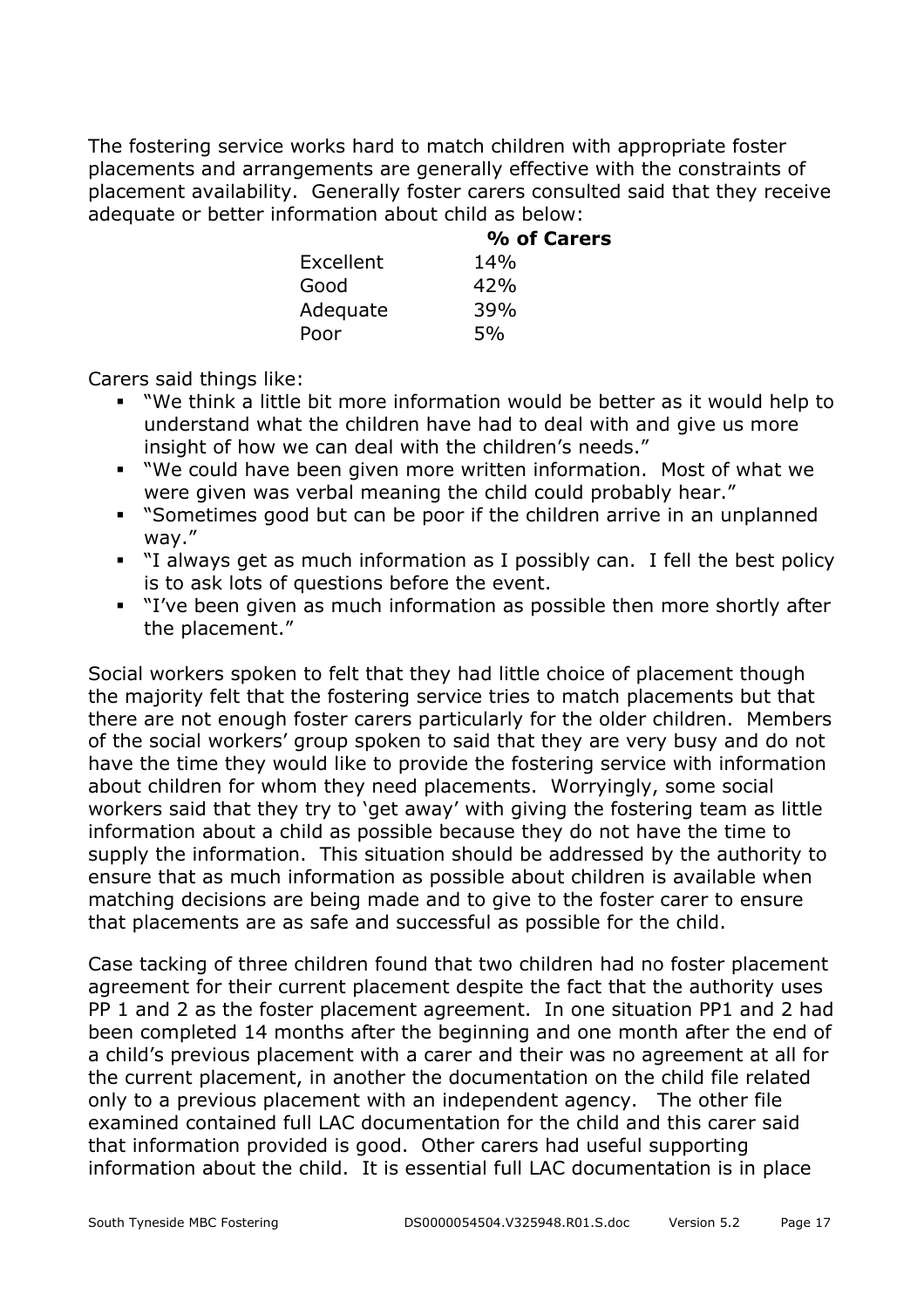The fostering service works hard to match children with appropriate foster placements and arrangements are generally effective with the constraints of placement availability. Generally foster carers consulted said that they receive adequate or better information about child as below:

| | **% of Carers** |
|---|---|
| Excellent | 14% |
| Good | 42% |
| Adequate | 39% |
| Poor | 5% |

Carers said things like:

- "We think a little bit more information would be better as it would help to understand what the children have had to deal with and give us more insight of how we can deal with the children's needs."
- "We could have been given more written information. Most of what we were given was verbal meaning the child could probably hear."
- "Sometimes good but can be poor if the children arrive in an unplanned way."
- "I always get as much information as I possibly can. I fell the best policy is to ask lots of questions before the event.
- "I've been given as much information as possible then more shortly after the placement."

Social workers spoken to felt that they had little choice of placement though the majority felt that the fostering service tries to match placements but that there are not enough foster carers particularly for the older children. Members of the social workers' group spoken to said that they are very busy and do not have the time they would like to provide the fostering service with information about children for whom they need placements. Worryingly, some social workers said that they try to 'get away' with giving the fostering team as little information about a child as possible because they do not have the time to supply the information. This situation should be addressed by the authority to ensure that as much information as possible about children is available when matching decisions are being made and to give to the foster carer to ensure that placements are as safe and successful as possible for the child.

Case tacking of three children found that two children had no foster placement agreement for their current placement despite the fact that the authority uses PP 1 and 2 as the foster placement agreement. In one situation PP1 and 2 had been completed 14 months after the beginning and one month after the end of a child's previous placement with a carer and their was no agreement at all for the current placement, in another the documentation on the child file related only to a previous placement with an independent agency. The other file examined contained full LAC documentation for the child and this carer said that information provided is good. Other carers had useful supporting information about the child. It is essential full LAC documentation is in place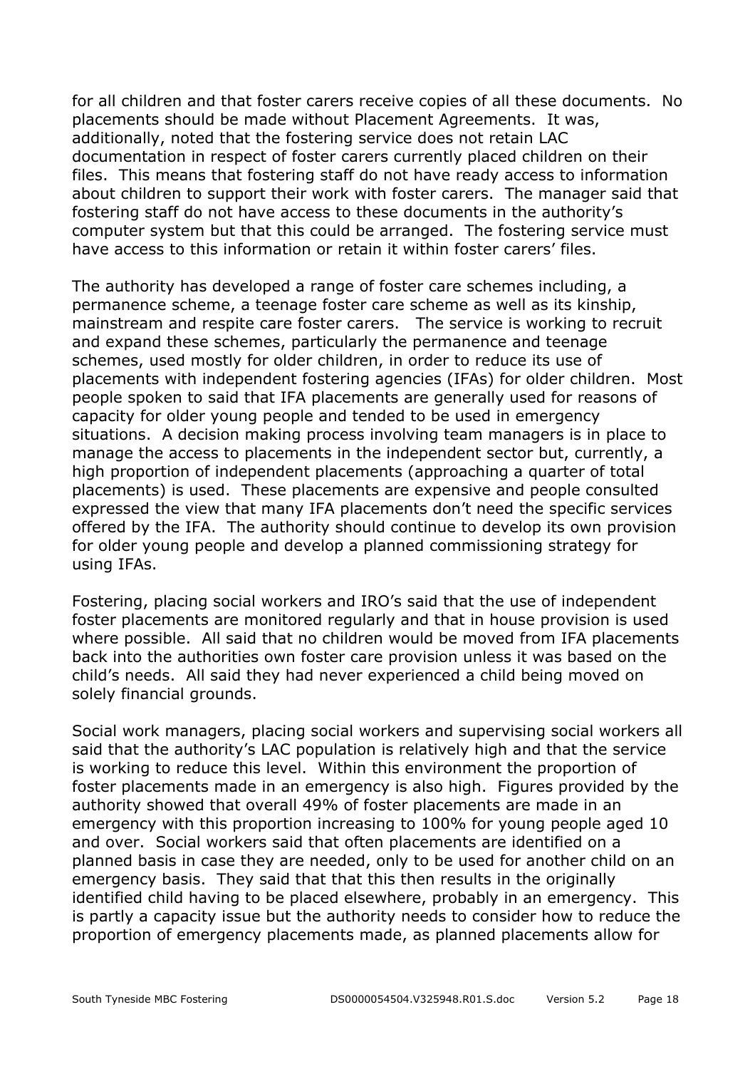for all children and that foster carers receive copies of all these documents. No placements should be made without Placement Agreements. It was, additionally, noted that the fostering service does not retain LAC documentation in respect of foster carers currently placed children on their files. This means that fostering staff do not have ready access to information about children to support their work with foster carers. The manager said that fostering staff do not have access to these documents in the authority's computer system but that this could be arranged. The fostering service must have access to this information or retain it within foster carers' files.

The authority has developed a range of foster care schemes including, a permanence scheme, a teenage foster care scheme as well as its kinship, mainstream and respite care foster carers. The service is working to recruit and expand these schemes, particularly the permanence and teenage schemes, used mostly for older children, in order to reduce its use of placements with independent fostering agencies (IFAs) for older children. Most people spoken to said that IFA placements are generally used for reasons of capacity for older young people and tended to be used in emergency situations. A decision making process involving team managers is in place to manage the access to placements in the independent sector but, currently, a high proportion of independent placements (approaching a quarter of total placements) is used. These placements are expensive and people consulted expressed the view that many IFA placements don't need the specific services offered by the IFA. The authority should continue to develop its own provision for older young people and develop a planned commissioning strategy for using IFAs.

Fostering, placing social workers and IRO's said that the use of independent foster placements are monitored regularly and that in house provision is used where possible. All said that no children would be moved from IFA placements back into the authorities own foster care provision unless it was based on the child's needs. All said they had never experienced a child being moved on solely financial grounds.

Social work managers, placing social workers and supervising social workers all said that the authority's LAC population is relatively high and that the service is working to reduce this level. Within this environment the proportion of foster placements made in an emergency is also high. Figures provided by the authority showed that overall 49% of foster placements are made in an emergency with this proportion increasing to 100% for young people aged 10 and over. Social workers said that often placements are identified on a planned basis in case they are needed, only to be used for another child on an emergency basis. They said that that this then results in the originally identified child having to be placed elsewhere, probably in an emergency. This is partly a capacity issue but the authority needs to consider how to reduce the proportion of emergency placements made, as planned placements allow for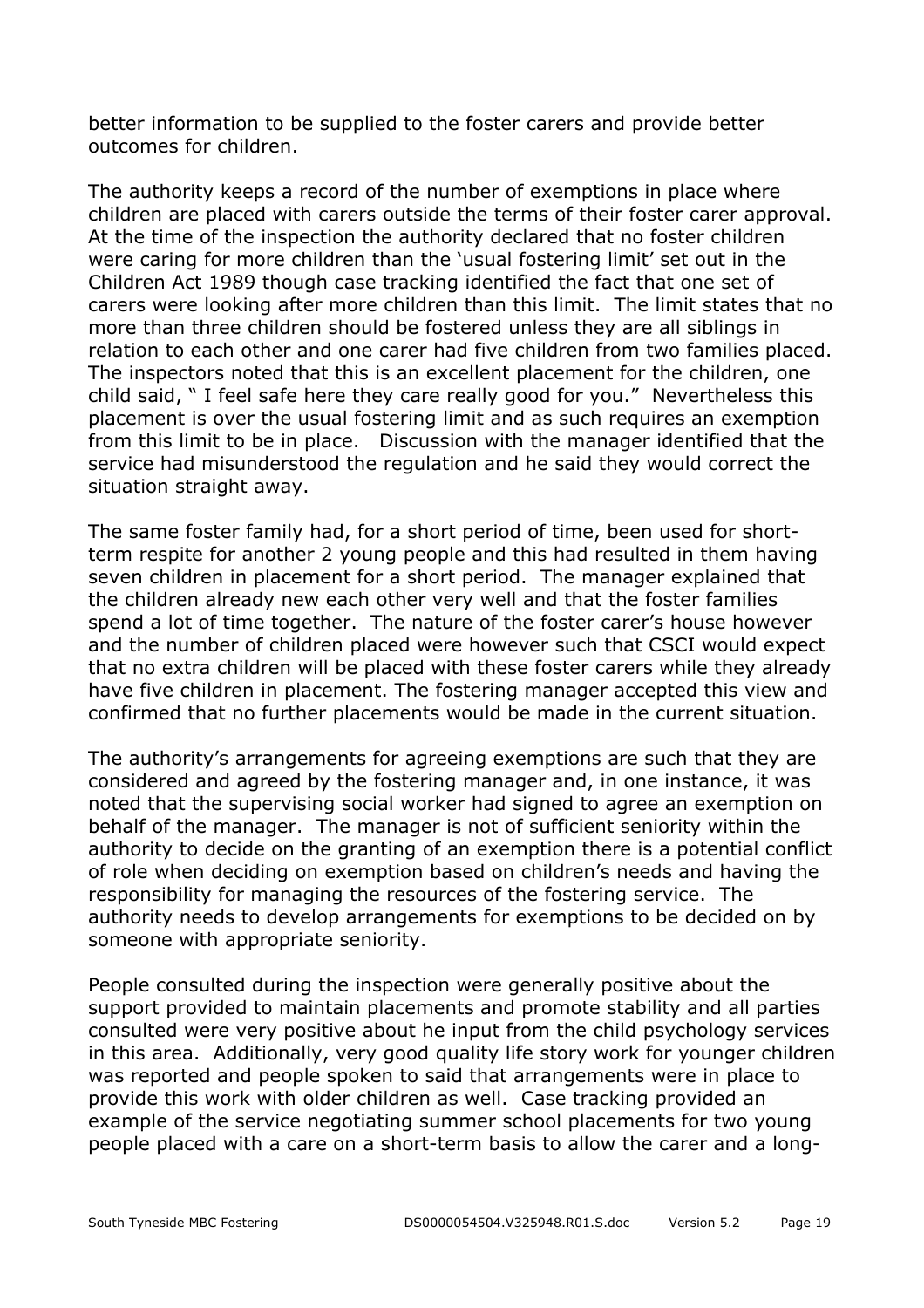better information to be supplied to the foster carers and provide better outcomes for children.

The authority keeps a record of the number of exemptions in place where children are placed with carers outside the terms of their foster carer approval. At the time of the inspection the authority declared that no foster children were caring for more children than the 'usual fostering limit' set out in the Children Act 1989 though case tracking identified the fact that one set of carers were looking after more children than this limit. The limit states that no more than three children should be fostered unless they are all siblings in relation to each other and one carer had five children from two families placed. The inspectors noted that this is an excellent placement for the children, one child said, " I feel safe here they care really good for you." Nevertheless this placement is over the usual fostering limit and as such requires an exemption from this limit to be in place. Discussion with the manager identified that the service had misunderstood the regulation and he said they would correct the situation straight away.

The same foster family had, for a short period of time, been used for short-term respite for another 2 young people and this had resulted in them having seven children in placement for a short period. The manager explained that the children already new each other very well and that the foster families spend a lot of time together. The nature of the foster carer's house however and the number of children placed were however such that CSCI would expect that no extra children will be placed with these foster carers while they already have five children in placement. The fostering manager accepted this view and confirmed that no further placements would be made in the current situation.

The authority's arrangements for agreeing exemptions are such that they are considered and agreed by the fostering manager and, in one instance, it was noted that the supervising social worker had signed to agree an exemption on behalf of the manager. The manager is not of sufficient seniority within the authority to decide on the granting of an exemption there is a potential conflict of role when deciding on exemption based on children's needs and having the responsibility for managing the resources of the fostering service. The authority needs to develop arrangements for exemptions to be decided on by someone with appropriate seniority.

People consulted during the inspection were generally positive about the support provided to maintain placements and promote stability and all parties consulted were very positive about he input from the child psychology services in this area. Additionally, very good quality life story work for younger children was reported and people spoken to said that arrangements were in place to provide this work with older children as well. Case tracking provided an example of the service negotiating summer school placements for two young people placed with a care on a short-term basis to allow the carer and a long-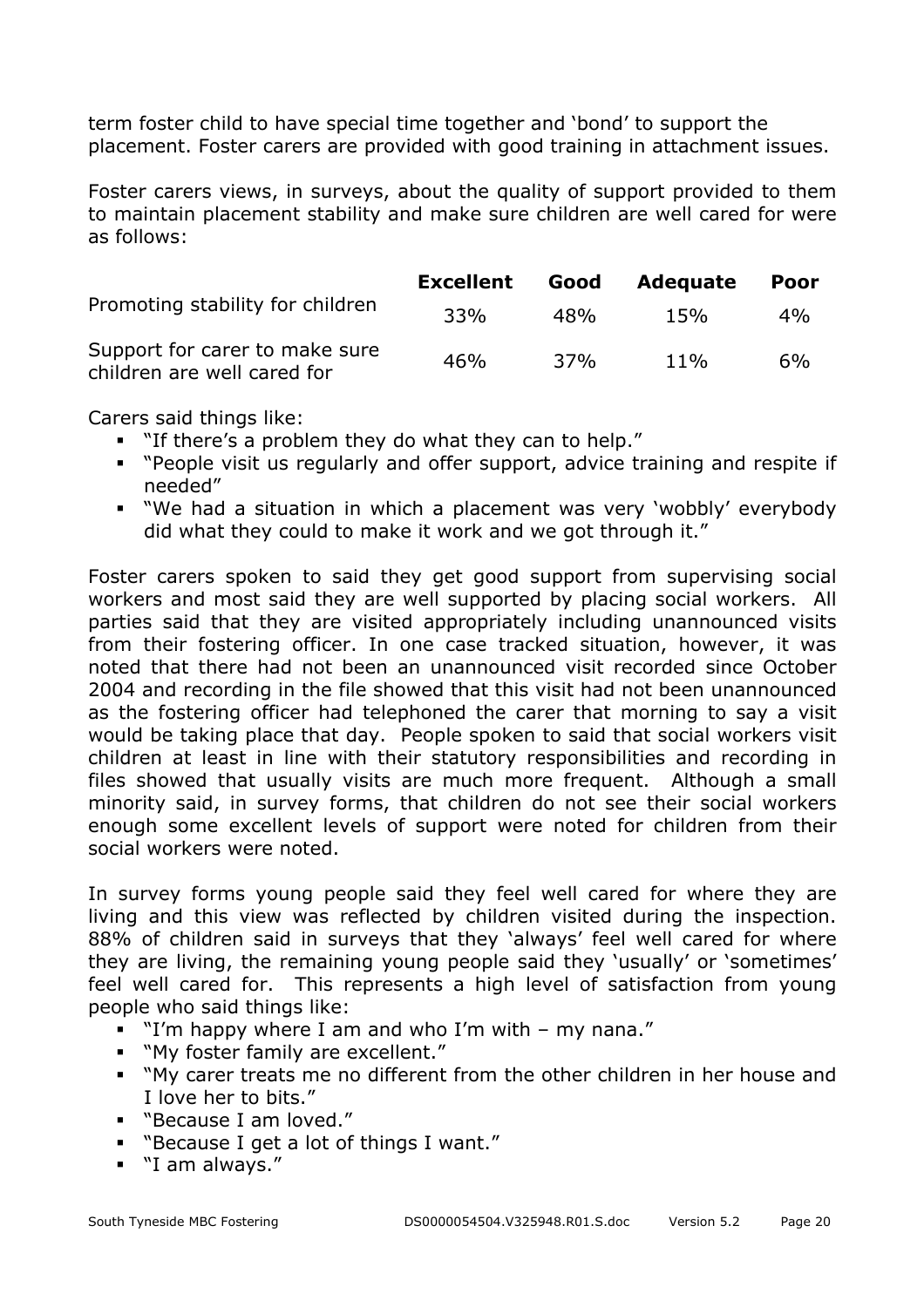term foster child to have special time together and 'bond' to support the placement. Foster carers are provided with good training in attachment issues.

Foster carers views, in surveys, about the quality of support provided to them to maintain placement stability and make sure children are well cared for were as follows:

| | Excellent | Good | Adequate | Poor |
|---|---|---|---|---|
| Promoting stability for children | 33% | 48% | 15% | 4% |
| Support for carer to make sure children are well cared for | 46% | 37% | 11% | 6% |

Carers said things like:

- "If there's a problem they do what they can to help."
- "People visit us regularly and offer support, advice training and respite if needed"
- "We had a situation in which a placement was very 'wobbly' everybody did what they could to make it work and we got through it."

Foster carers spoken to said they get good support from supervising social workers and most said they are well supported by placing social workers. All parties said that they are visited appropriately including unannounced visits from their fostering officer. In one case tracked situation, however, it was noted that there had not been an unannounced visit recorded since October 2004 and recording in the file showed that this visit had not been unannounced as the fostering officer had telephoned the carer that morning to say a visit would be taking place that day. People spoken to said that social workers visit children at least in line with their statutory responsibilities and recording in files showed that usually visits are much more frequent. Although a small minority said, in survey forms, that children do not see their social workers enough some excellent levels of support were noted for children from their social workers were noted.

In survey forms young people said they feel well cared for where they are living and this view was reflected by children visited during the inspection. 88% of children said in surveys that they 'always' feel well cared for where they are living, the remaining young people said they 'usually' or 'sometimes' feel well cared for. This represents a high level of satisfaction from young people who said things like:

- "I'm happy where I am and who I'm with – my nana."
- "My foster family are excellent."
- "My carer treats me no different from the other children in her house and I love her to bits."
- "Because I am loved."
- "Because I get a lot of things I want."
- "I am always."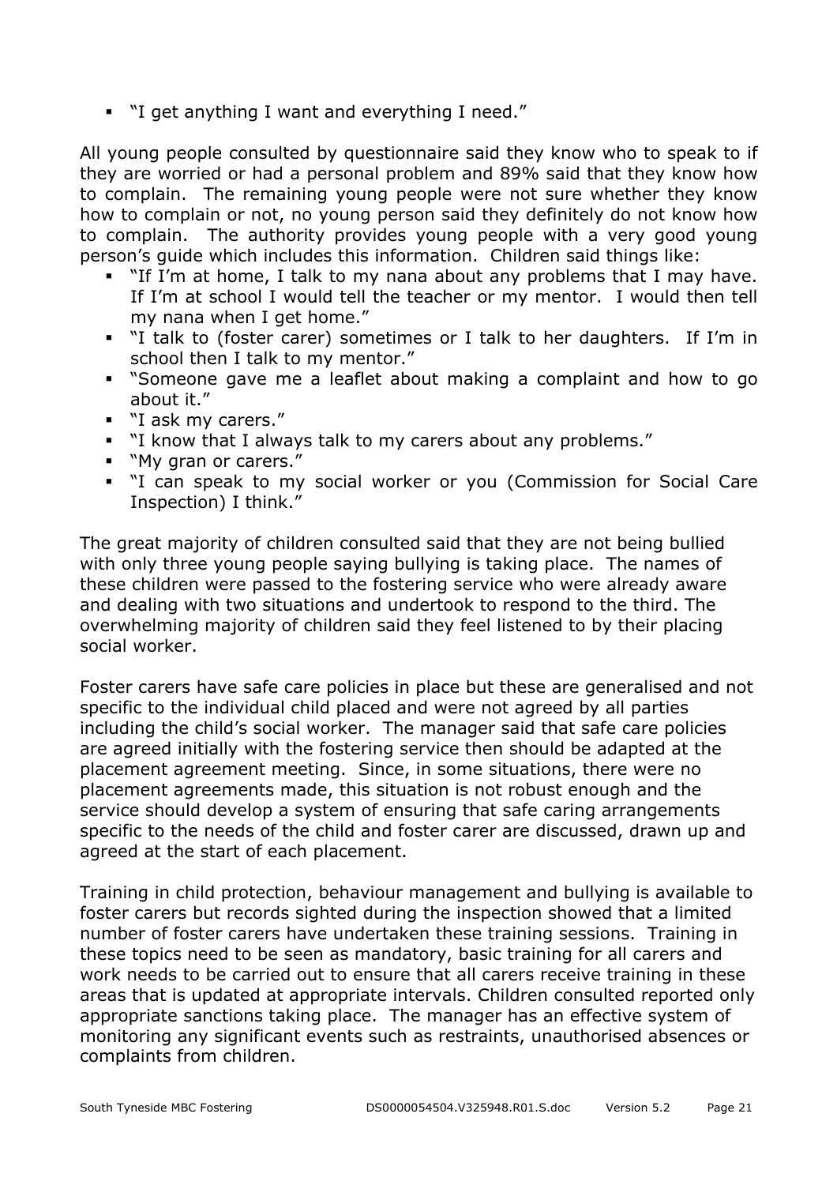- "I get anything I want and everything I need."

All young people consulted by questionnaire said they know who to speak to if they are worried or had a personal problem and 89% said that they know how to complain. The remaining young people were not sure whether they know how to complain or not, no young person said they definitely do not know how to complain. The authority provides young people with a very good young person's guide which includes this information. Children said things like:

- "If I'm at home, I talk to my nana about any problems that I may have. If I'm at school I would tell the teacher or my mentor. I would then tell my nana when I get home."
- "I talk to (foster carer) sometimes or I talk to her daughters. If I'm in school then I talk to my mentor."
- "Someone gave me a leaflet about making a complaint and how to go about it."
- "I ask my carers."
- "I know that I always talk to my carers about any problems."
- "My gran or carers."
- "I can speak to my social worker or you (Commission for Social Care Inspection) I think."

The great majority of children consulted said that they are not being bullied with only three young people saying bullying is taking place. The names of these children were passed to the fostering service who were already aware and dealing with two situations and undertook to respond to the third. The overwhelming majority of children said they feel listened to by their placing social worker.

Foster carers have safe care policies in place but these are generalised and not specific to the individual child placed and were not agreed by all parties including the child's social worker. The manager said that safe care policies are agreed initially with the fostering service then should be adapted at the placement agreement meeting. Since, in some situations, there were no placement agreements made, this situation is not robust enough and the service should develop a system of ensuring that safe caring arrangements specific to the needs of the child and foster carer are discussed, drawn up and agreed at the start of each placement.

Training in child protection, behaviour management and bullying is available to foster carers but records sighted during the inspection showed that a limited number of foster carers have undertaken these training sessions. Training in these topics need to be seen as mandatory, basic training for all carers and work needs to be carried out to ensure that all carers receive training in these areas that is updated at appropriate intervals. Children consulted reported only appropriate sanctions taking place. The manager has an effective system of monitoring any significant events such as restraints, unauthorised absences or complaints from children.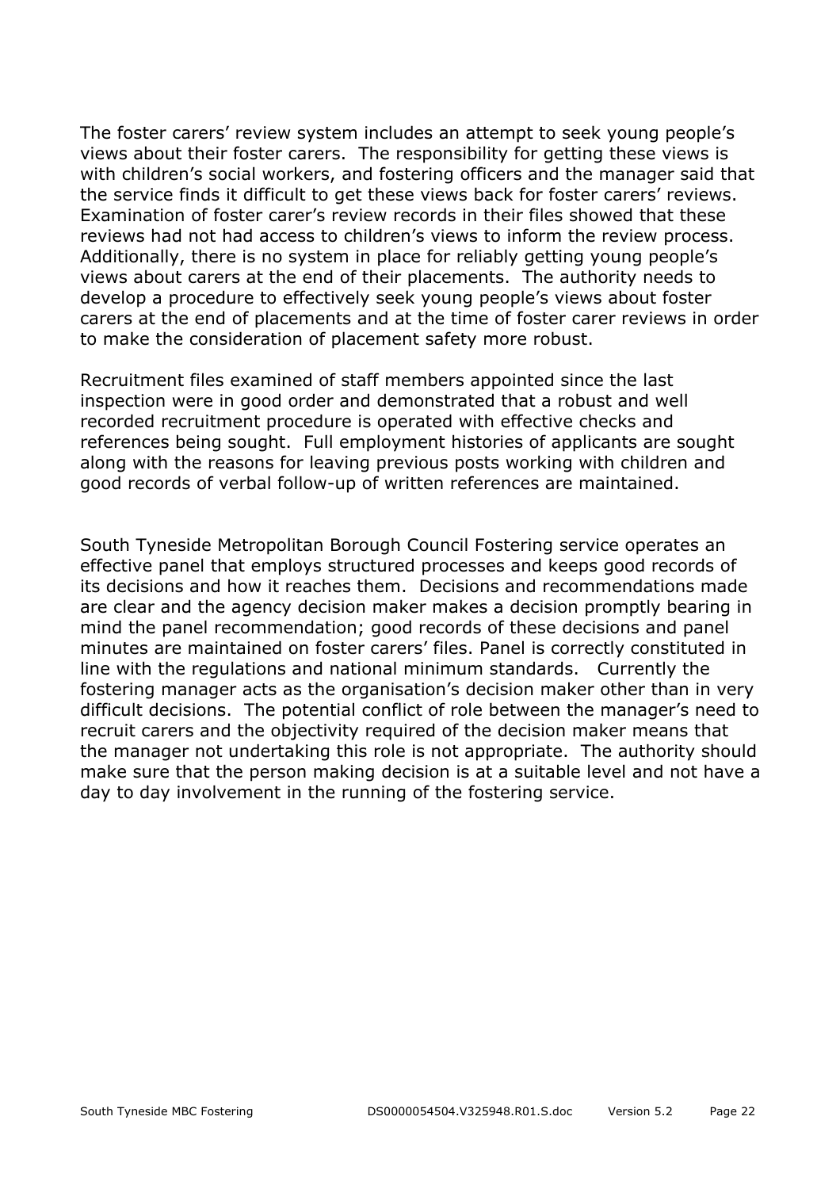The foster carers' review system includes an attempt to seek young people's views about their foster carers. The responsibility for getting these views is with children's social workers, and fostering officers and the manager said that the service finds it difficult to get these views back for foster carers' reviews. Examination of foster carer's review records in their files showed that these reviews had not had access to children's views to inform the review process. Additionally, there is no system in place for reliably getting young people's views about carers at the end of their placements. The authority needs to develop a procedure to effectively seek young people's views about foster carers at the end of placements and at the time of foster carer reviews in order to make the consideration of placement safety more robust.

Recruitment files examined of staff members appointed since the last inspection were in good order and demonstrated that a robust and well recorded recruitment procedure is operated with effective checks and references being sought. Full employment histories of applicants are sought along with the reasons for leaving previous posts working with children and good records of verbal follow-up of written references are maintained.

South Tyneside Metropolitan Borough Council Fostering service operates an effective panel that employs structured processes and keeps good records of its decisions and how it reaches them. Decisions and recommendations made are clear and the agency decision maker makes a decision promptly bearing in mind the panel recommendation; good records of these decisions and panel minutes are maintained on foster carers' files. Panel is correctly constituted in line with the regulations and national minimum standards. Currently the fostering manager acts as the organisation's decision maker other than in very difficult decisions. The potential conflict of role between the manager's need to recruit carers and the objectivity required of the decision maker means that the manager not undertaking this role is not appropriate. The authority should make sure that the person making decision is at a suitable level and not have a day to day involvement in the running of the fostering service.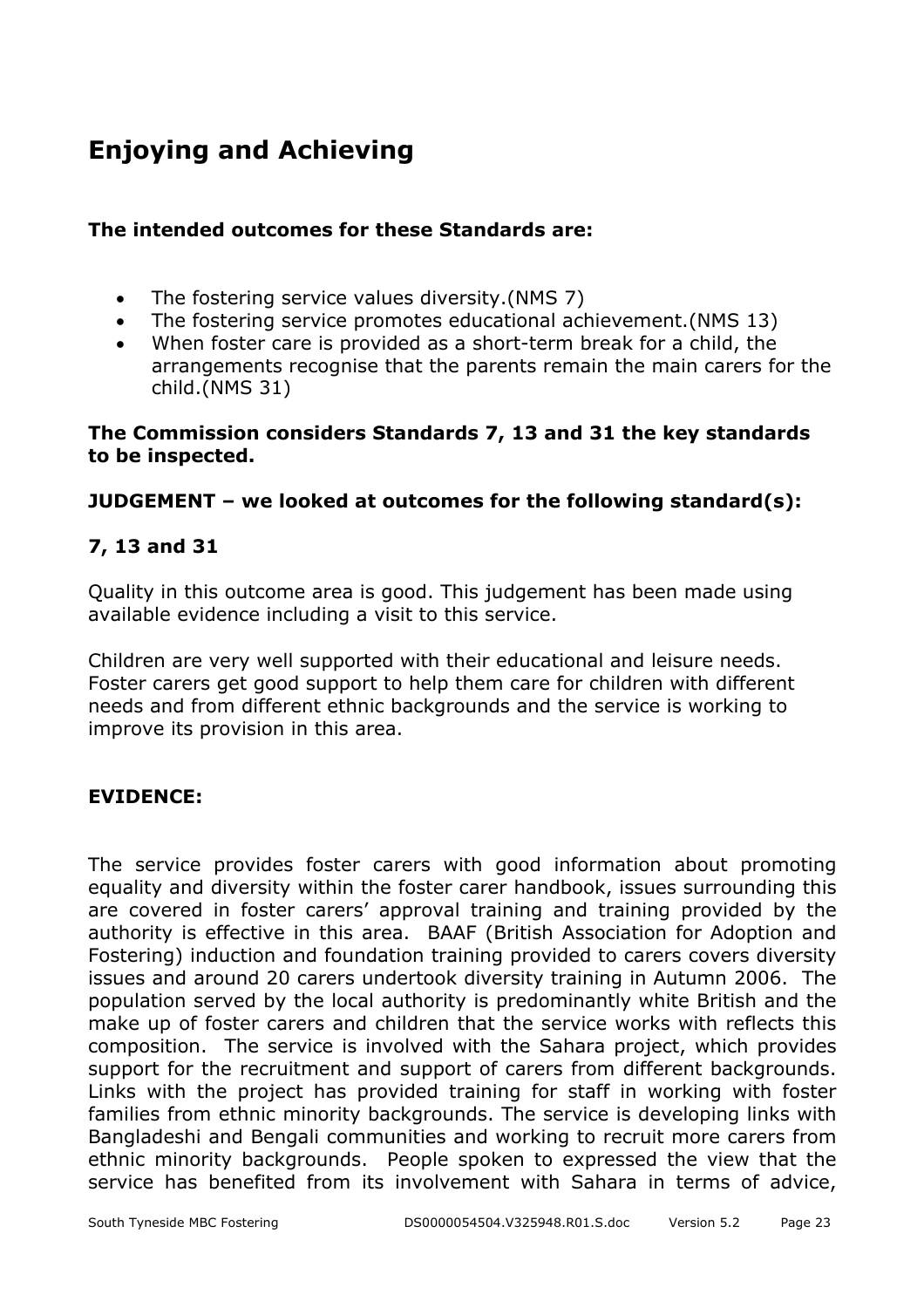# Enjoying and Achieving

**The intended outcomes for these Standards are:**

- The fostering service values diversity.(NMS 7)
- The fostering service promotes educational achievement.(NMS 13)
- When foster care is provided as a short-term break for a child, the arrangements recognise that the parents remain the main carers for the child.(NMS 31)

**The Commission considers Standards 7, 13 and 31 the key standards to be inspected.**

**JUDGEMENT – we looked at outcomes for the following standard(s):**

**7, 13 and 31**

Quality in this outcome area is good. This judgement has been made using available evidence including a visit to this service.

Children are very well supported with their educational and leisure needs. Foster carers get good support to help them care for children with different needs and from different ethnic backgrounds and the service is working to improve its provision in this area.

**EVIDENCE:**

The service provides foster carers with good information about promoting equality and diversity within the foster carer handbook, issues surrounding this are covered in foster carers' approval training and training provided by the authority is effective in this area. BAAF (British Association for Adoption and Fostering) induction and foundation training provided to carers covers diversity issues and around 20 carers undertook diversity training in Autumn 2006. The population served by the local authority is predominantly white British and the make up of foster carers and children that the service works with reflects this composition. The service is involved with the Sahara project, which provides support for the recruitment and support of carers from different backgrounds. Links with the project has provided training for staff in working with foster families from ethnic minority backgrounds. The service is developing links with Bangladeshi and Bengali communities and working to recruit more carers from ethnic minority backgrounds. People spoken to expressed the view that the service has benefited from its involvement with Sahara in terms of advice,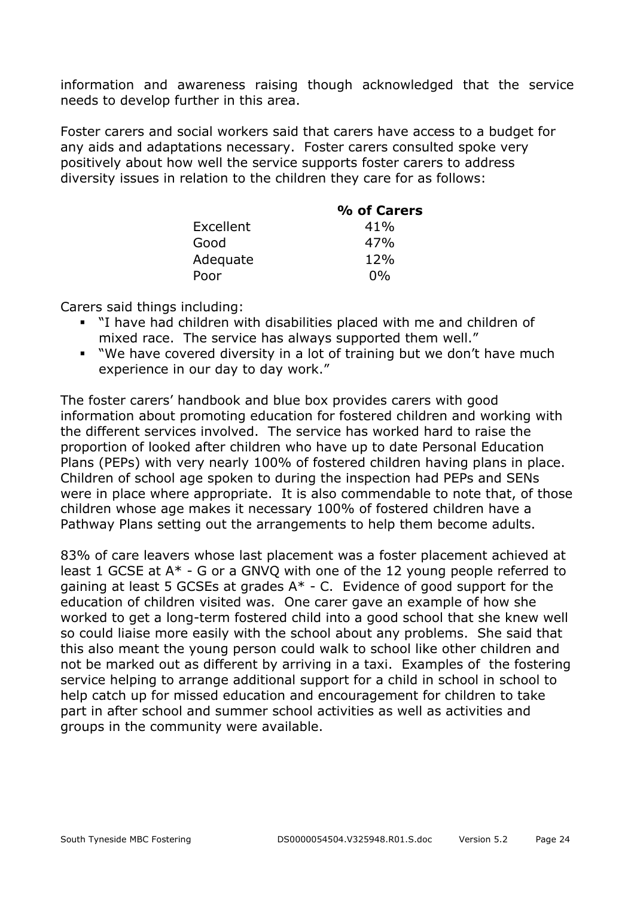information and awareness raising though acknowledged that the service needs to develop further in this area.

Foster carers and social workers said that carers have access to a budget for any aids and adaptations necessary. Foster carers consulted spoke very positively about how well the service supports foster carers to address diversity issues in relation to the children they care for as follows:

| | % of Carers |
|---|---|
| Excellent | 41% |
| Good | 47% |
| Adequate | 12% |
| Poor | 0% |

Carers said things including:

- "I have had children with disabilities placed with me and children of mixed race. The service has always supported them well."
- "We have covered diversity in a lot of training but we don't have much experience in our day to day work."

The foster carers' handbook and blue box provides carers with good information about promoting education for fostered children and working with the different services involved. The service has worked hard to raise the proportion of looked after children who have up to date Personal Education Plans (PEPs) with very nearly 100% of fostered children having plans in place. Children of school age spoken to during the inspection had PEPs and SENs were in place where appropriate. It is also commendable to note that, of those children whose age makes it necessary 100% of fostered children have a Pathway Plans setting out the arrangements to help them become adults.

83% of care leavers whose last placement was a foster placement achieved at least 1 GCSE at A* - G or a GNVQ with one of the 12 young people referred to gaining at least 5 GCSEs at grades A* - C. Evidence of good support for the education of children visited was. One carer gave an example of how she worked to get a long-term fostered child into a good school that she knew well so could liaise more easily with the school about any problems. She said that this also meant the young person could walk to school like other children and not be marked out as different by arriving in a taxi. Examples of the fostering service helping to arrange additional support for a child in school in school to help catch up for missed education and encouragement for children to take part in after school and summer school activities as well as activities and groups in the community were available.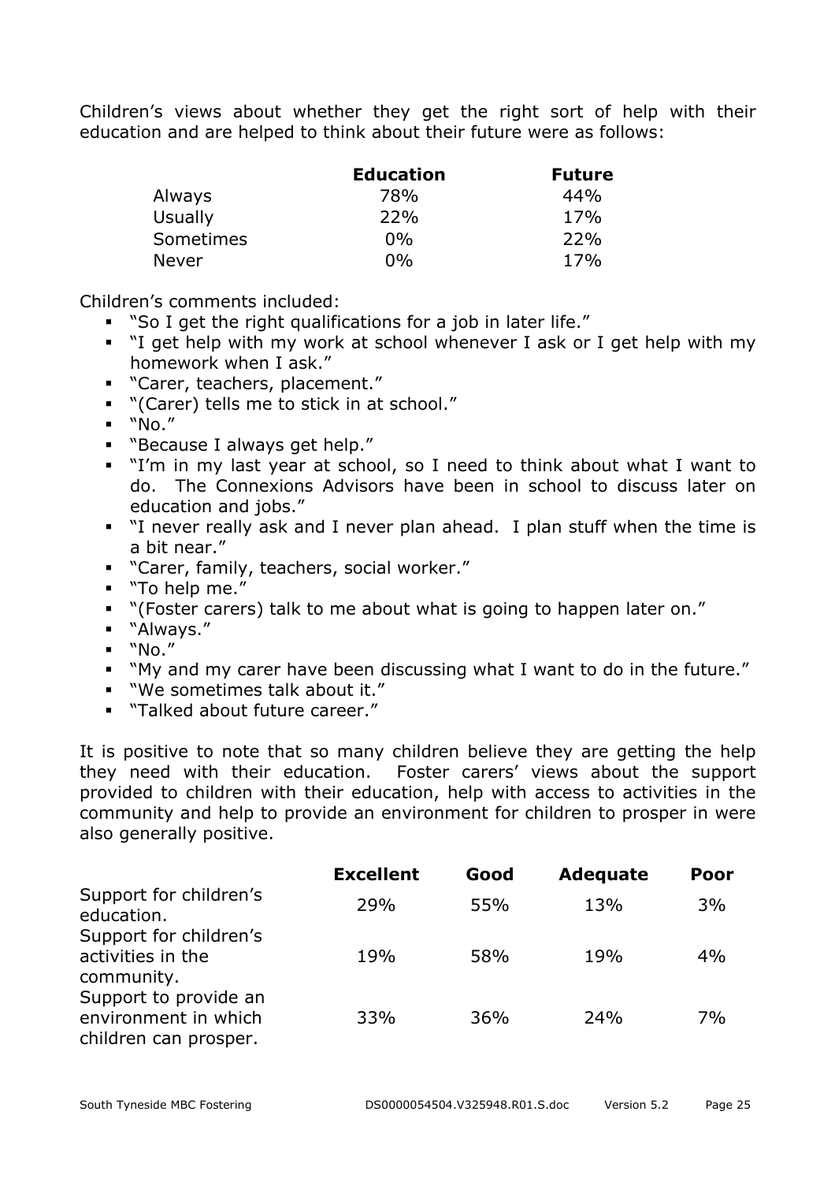Children's views about whether they get the right sort of help with their education and are helped to think about their future were as follows:

| | Education | Future |
|---|---|---|
| Always | 78% | 44% |
| Usually | 22% | 17% |
| Sometimes | 0% | 22% |
| Never | 0% | 17% |

Children's comments included:

- "So I get the right qualifications for a job in later life."
- "I get help with my work at school whenever I ask or I get help with my homework when I ask."
- "Carer, teachers, placement."
- "(Carer) tells me to stick in at school."
- "No."
- "Because I always get help."
- "I'm in my last year at school, so I need to think about what I want to do. The Connexions Advisors have been in school to discuss later on education and jobs."
- "I never really ask and I never plan ahead. I plan stuff when the time is a bit near."
- "Carer, family, teachers, social worker."
- "To help me."
- "(Foster carers) talk to me about what is going to happen later on."
- "Always."
- "No."
- "My and my carer have been discussing what I want to do in the future."
- "We sometimes talk about it."
- "Talked about future career."

It is positive to note that so many children believe they are getting the help they need with their education. Foster carers' views about the support provided to children with their education, help with access to activities in the community and help to provide an environment for children to prosper in were also generally positive.

| | Excellent | Good | Adequate | Poor |
|---|---|---|---|---|
| Support for children's education. | 29% | 55% | 13% | 3% |
| Support for children's activities in the community. | 19% | 58% | 19% | 4% |
| Support to provide an environment in which children can prosper. | 33% | 36% | 24% | 7% |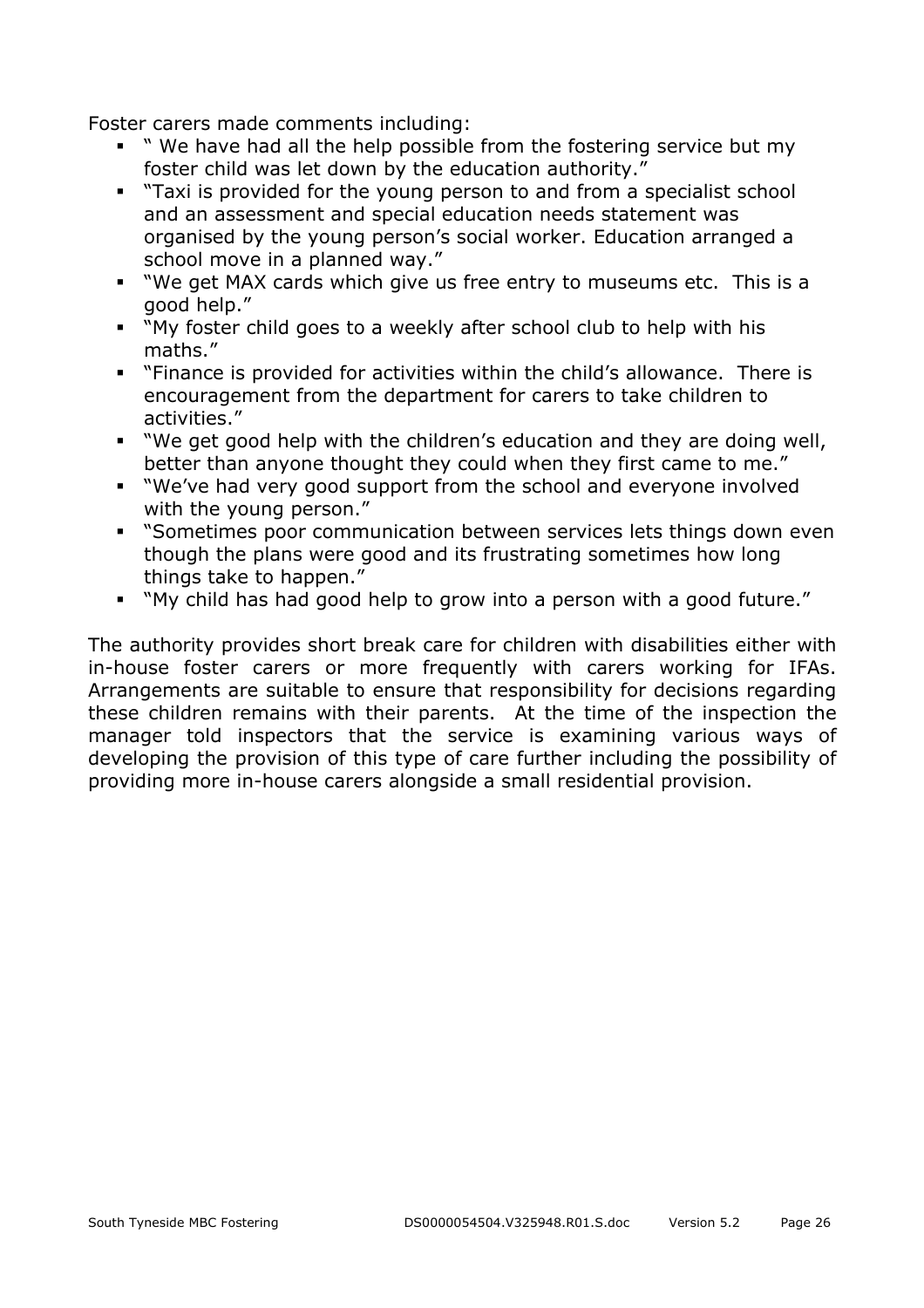Foster carers made comments including:

- " We have had all the help possible from the fostering service but my foster child was let down by the education authority."
- "Taxi is provided for the young person to and from a specialist school and an assessment and special education needs statement was organised by the young person's social worker. Education arranged a school move in a planned way."
- "We get MAX cards which give us free entry to museums etc.  This is a good help."
- "My foster child goes to a weekly after school club to help with his maths."
- "Finance is provided for activities within the child's allowance.  There is encouragement from the department for carers to take children to activities."
- "We get good help with the children's education and they are doing well, better than anyone thought they could when they first came to me."
- "We've had very good support from the school and everyone involved with the young person."
- "Sometimes poor communication between services lets things down even though the plans were good and its frustrating sometimes how long things take to happen."
- "My child has had good help to grow into a person with a good future."

The authority provides short break care for children with disabilities either with in-house foster carers or more frequently with carers working for IFAs. Arrangements are suitable to ensure that responsibility for decisions regarding these children remains with their parents.  At the time of the inspection the manager told inspectors that the service is examining various ways of developing the provision of this type of care further including the possibility of providing more in-house carers alongside a small residential provision.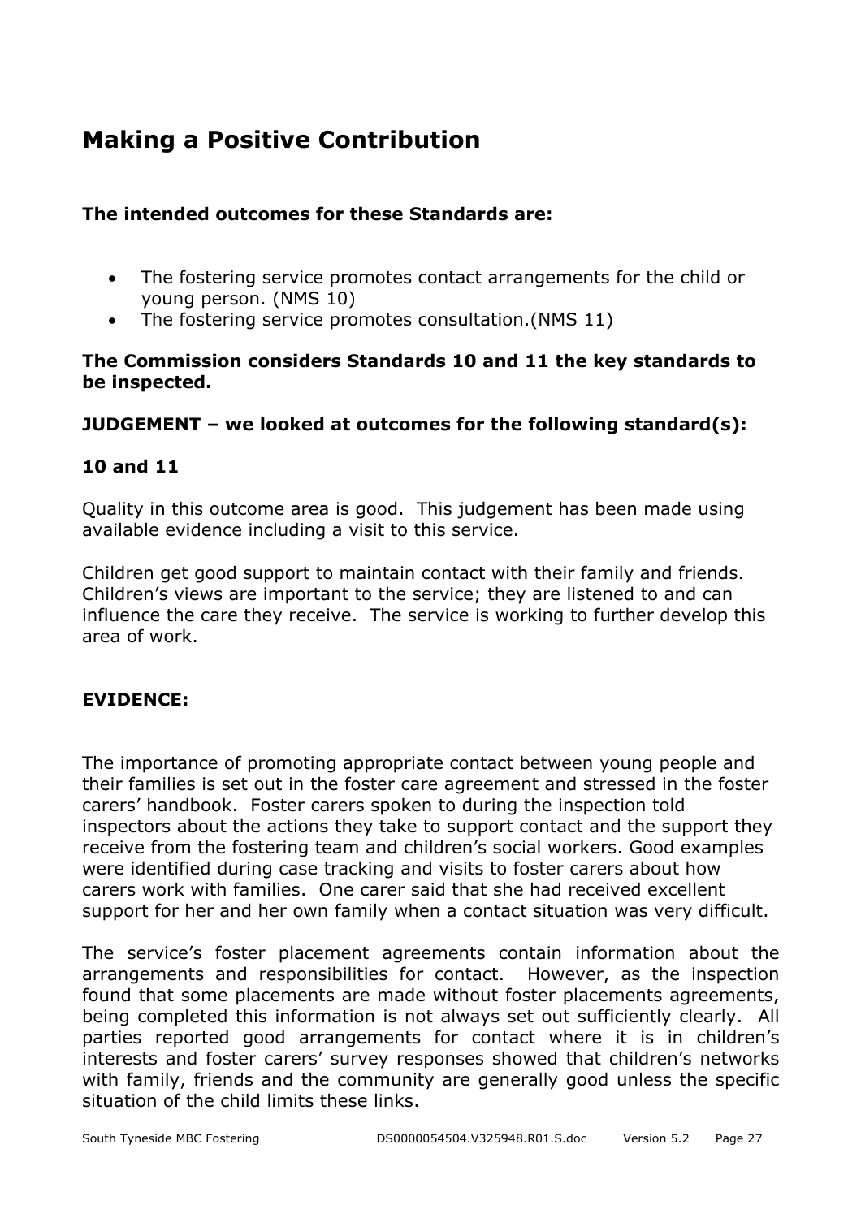## Making a Positive Contribution

**The intended outcomes for these Standards are:**

- The fostering service promotes contact arrangements for the child or young person. (NMS 10)
- The fostering service promotes consultation.(NMS 11)

**The Commission considers Standards 10 and 11 the key standards to be inspected.**

**JUDGEMENT – we looked at outcomes for the following standard(s):**

**10 and 11**

Quality in this outcome area is good. This judgement has been made using available evidence including a visit to this service.

Children get good support to maintain contact with their family and friends. Children's views are important to the service; they are listened to and can influence the care they receive. The service is working to further develop this area of work.

**EVIDENCE:**

The importance of promoting appropriate contact between young people and their families is set out in the foster care agreement and stressed in the foster carers' handbook. Foster carers spoken to during the inspection told inspectors about the actions they take to support contact and the support they receive from the fostering team and children's social workers. Good examples were identified during case tracking and visits to foster carers about how carers work with families. One carer said that she had received excellent support for her and her own family when a contact situation was very difficult.

The service's foster placement agreements contain information about the arrangements and responsibilities for contact. However, as the inspection found that some placements are made without foster placements agreements, being completed this information is not always set out sufficiently clearly. All parties reported good arrangements for contact where it is in children's interests and foster carers' survey responses showed that children's networks with family, friends and the community are generally good unless the specific situation of the child limits these links.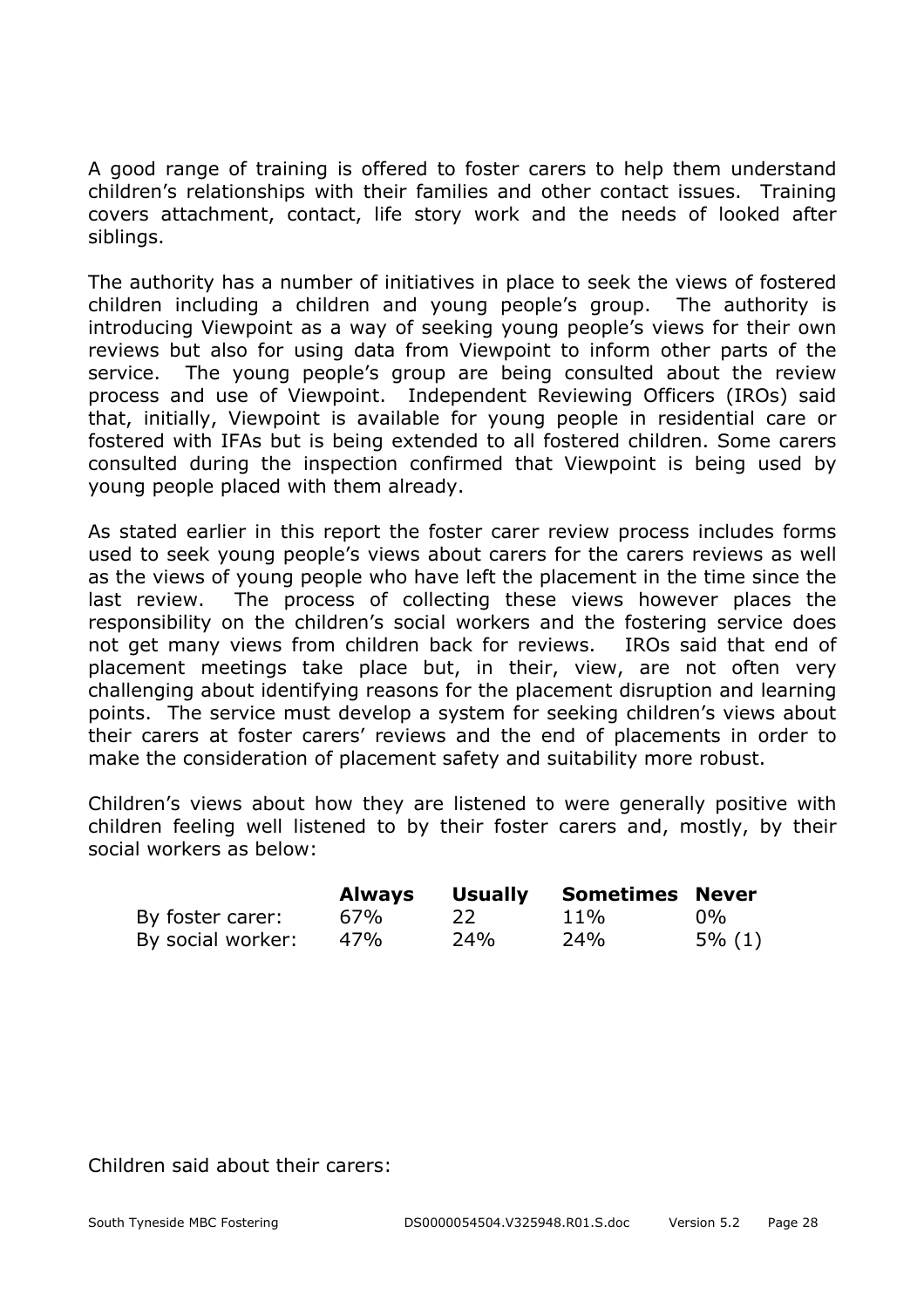A good range of training is offered to foster carers to help them understand children's relationships with their families and other contact issues. Training covers attachment, contact, life story work and the needs of looked after siblings.

The authority has a number of initiatives in place to seek the views of fostered children including a children and young people's group. The authority is introducing Viewpoint as a way of seeking young people's views for their own reviews but also for using data from Viewpoint to inform other parts of the service. The young people's group are being consulted about the review process and use of Viewpoint. Independent Reviewing Officers (IROs) said that, initially, Viewpoint is available for young people in residential care or fostered with IFAs but is being extended to all fostered children. Some carers consulted during the inspection confirmed that Viewpoint is being used by young people placed with them already.

As stated earlier in this report the foster carer review process includes forms used to seek young people's views about carers for the carers reviews as well as the views of young people who have left the placement in the time since the last review. The process of collecting these views however places the responsibility on the children's social workers and the fostering service does not get many views from children back for reviews. IROs said that end of placement meetings take place but, in their, view, are not often very challenging about identifying reasons for the placement disruption and learning points. The service must develop a system for seeking children's views about their carers at foster carers' reviews and the end of placements in order to make the consideration of placement safety and suitability more robust.

Children's views about how they are listened to were generally positive with children feeling well listened to by their foster carers and, mostly, by their social workers as below:

| | **Always** | **Usually** | **Sometimes** | **Never** |
|---|---|---|---|---|
| By foster carer: | 67% | 22 | 11% | 0% |
| By social worker: | 47% | 24% | 24% | 5% (1) |

Children said about their carers: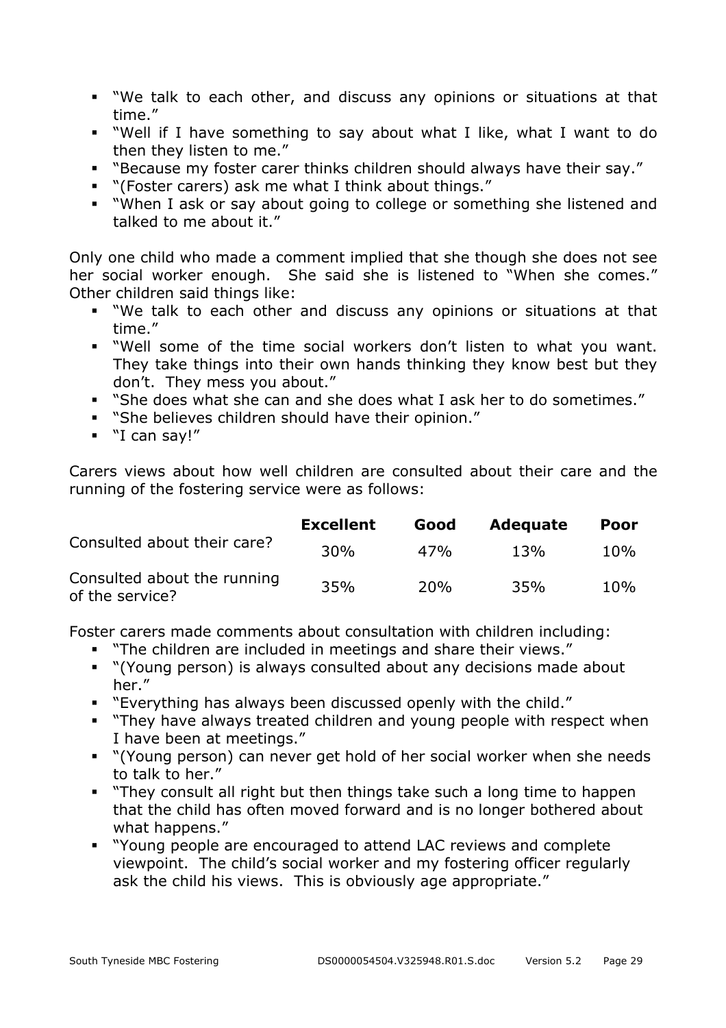- "We talk to each other, and discuss any opinions or situations at that time."
- "Well if I have something to say about what I like, what I want to do then they listen to me."
- "Because my foster carer thinks children should always have their say."
- "(Foster carers) ask me what I think about things."
- "When I ask or say about going to college or something she listened and talked to me about it."

Only one child who made a comment implied that she though she does not see her social worker enough. She said she is listened to "When she comes." Other children said things like:

- "We talk to each other and discuss any opinions or situations at that time."
- "Well some of the time social workers don't listen to what you want. They take things into their own hands thinking they know best but they don't. They mess you about."
- "She does what she can and she does what I ask her to do sometimes."
- "She believes children should have their opinion."
- "I can say!"

Carers views about how well children are consulted about their care and the running of the fostering service were as follows:

| | Excellent | Good | Adequate | Poor |
|---|---|---|---|---|
| Consulted about their care? | 30% | 47% | 13% | 10% |
| Consulted about the running of the service? | 35% | 20% | 35% | 10% |

Foster carers made comments about consultation with children including:

- "The children are included in meetings and share their views."
- "(Young person) is always consulted about any decisions made about her."
- "Everything has always been discussed openly with the child."
- "They have always treated children and young people with respect when I have been at meetings."
- "(Young person) can never get hold of her social worker when she needs to talk to her."
- "They consult all right but then things take such a long time to happen that the child has often moved forward and is no longer bothered about what happens."
- "Young people are encouraged to attend LAC reviews and complete viewpoint. The child's social worker and my fostering officer regularly ask the child his views. This is obviously age appropriate."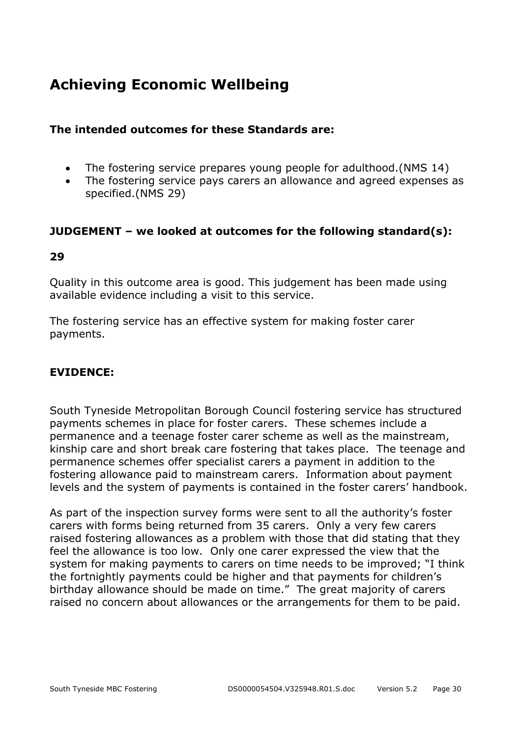## Achieving Economic Wellbeing

**The intended outcomes for these Standards are:**

- The fostering service prepares young people for adulthood.(NMS 14)
- The fostering service pays carers an allowance and agreed expenses as specified.(NMS 29)

**JUDGEMENT – we looked at outcomes for the following standard(s):**

**29**

Quality in this outcome area is good. This judgement has been made using available evidence including a visit to this service.

The fostering service has an effective system for making foster carer payments.

**EVIDENCE:**

South Tyneside Metropolitan Borough Council fostering service has structured payments schemes in place for foster carers. These schemes include a permanence and a teenage foster carer scheme as well as the mainstream, kinship care and short break care fostering that takes place. The teenage and permanence schemes offer specialist carers a payment in addition to the fostering allowance paid to mainstream carers. Information about payment levels and the system of payments is contained in the foster carers' handbook.

As part of the inspection survey forms were sent to all the authority's foster carers with forms being returned from 35 carers. Only a very few carers raised fostering allowances as a problem with those that did stating that they feel the allowance is too low. Only one carer expressed the view that the system for making payments to carers on time needs to be improved; "I think the fortnightly payments could be higher and that payments for children's birthday allowance should be made on time." The great majority of carers raised no concern about allowances or the arrangements for them to be paid.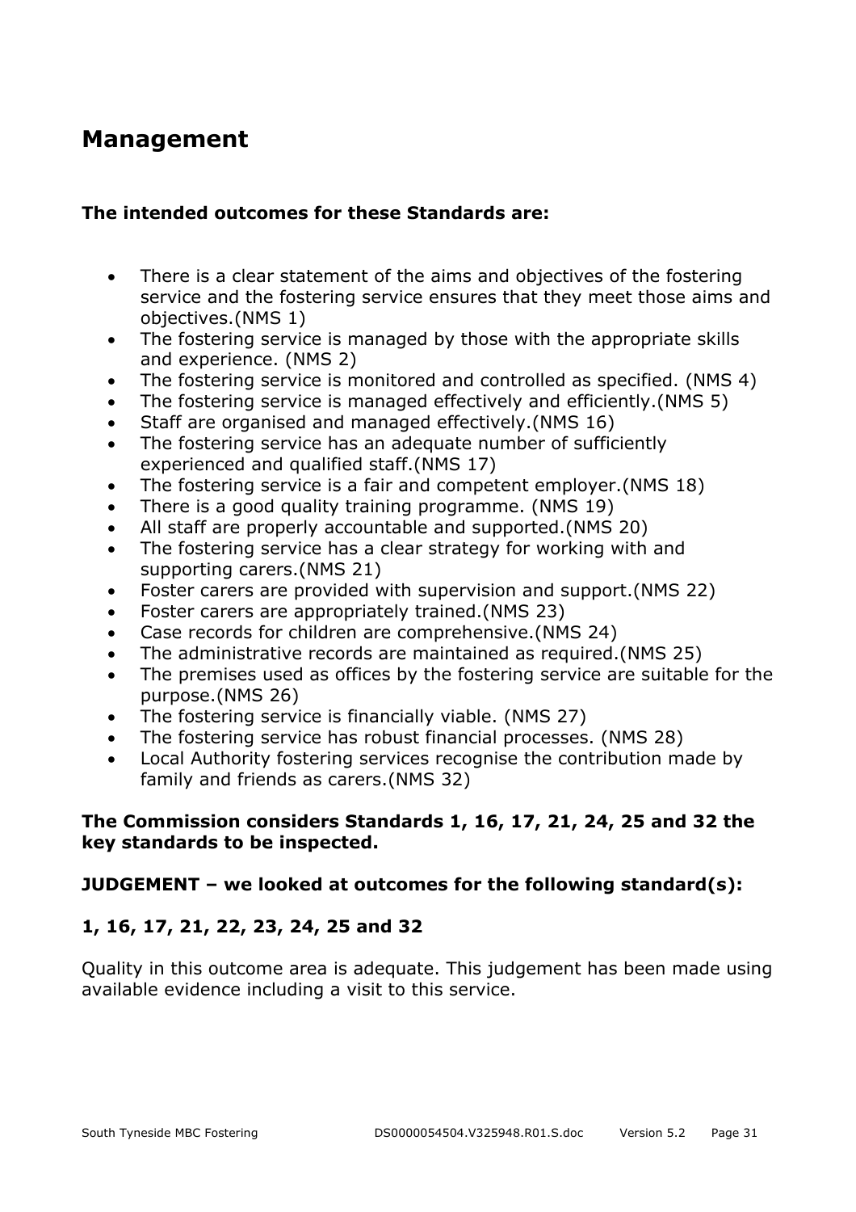## Management

**The intended outcomes for these Standards are:**

- There is a clear statement of the aims and objectives of the fostering service and the fostering service ensures that they meet those aims and objectives.(NMS 1)
- The fostering service is managed by those with the appropriate skills and experience. (NMS 2)
- The fostering service is monitored and controlled as specified. (NMS 4)
- The fostering service is managed effectively and efficiently.(NMS 5)
- Staff are organised and managed effectively.(NMS 16)
- The fostering service has an adequate number of sufficiently experienced and qualified staff.(NMS 17)
- The fostering service is a fair and competent employer.(NMS 18)
- There is a good quality training programme. (NMS 19)
- All staff are properly accountable and supported.(NMS 20)
- The fostering service has a clear strategy for working with and supporting carers.(NMS 21)
- Foster carers are provided with supervision and support.(NMS 22)
- Foster carers are appropriately trained.(NMS 23)
- Case records for children are comprehensive.(NMS 24)
- The administrative records are maintained as required.(NMS 25)
- The premises used as offices by the fostering service are suitable for the purpose.(NMS 26)
- The fostering service is financially viable. (NMS 27)
- The fostering service has robust financial processes. (NMS 28)
- Local Authority fostering services recognise the contribution made by family and friends as carers.(NMS 32)

**The Commission considers Standards 1, 16, 17, 21, 24, 25 and 32 the key standards to be inspected.**

**JUDGEMENT – we looked at outcomes for the following standard(s):**

**1, 16, 17, 21, 22, 23, 24, 25 and 32**

Quality in this outcome area is adequate. This judgement has been made using available evidence including a visit to this service.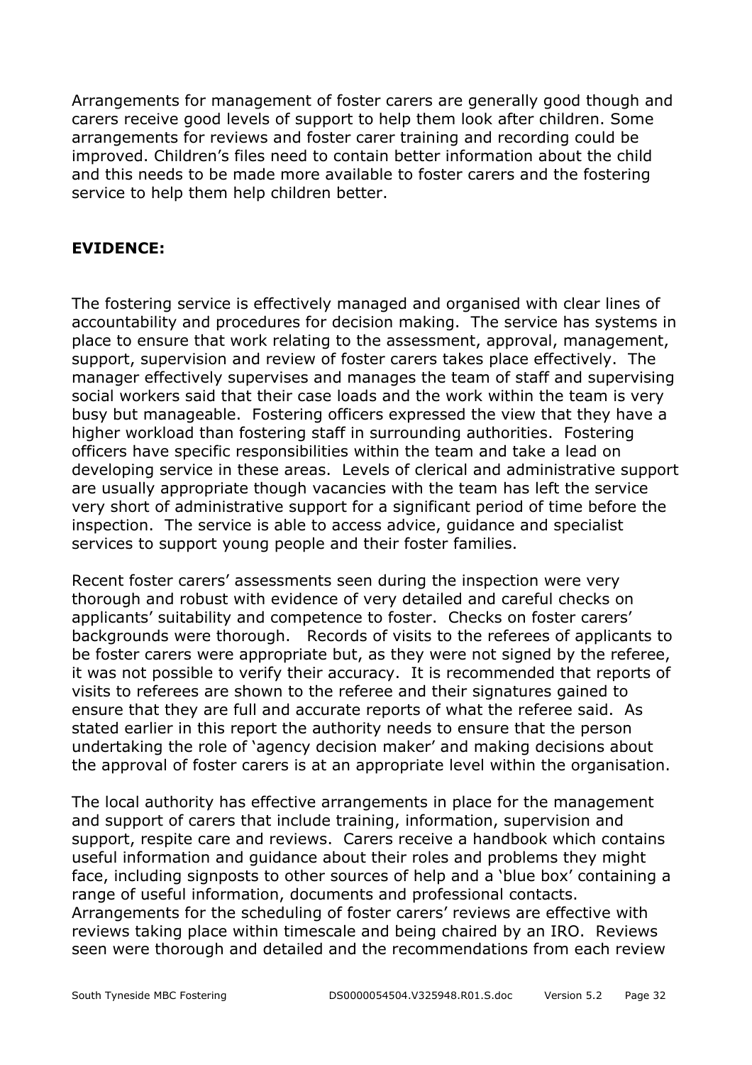Arrangements for management of foster carers are generally good though and carers receive good levels of support to help them look after children. Some arrangements for reviews and foster carer training and recording could be improved. Children's files need to contain better information about the child and this needs to be made more available to foster carers and the fostering service to help them help children better.

**EVIDENCE:**

The fostering service is effectively managed and organised with clear lines of accountability and procedures for decision making. The service has systems in place to ensure that work relating to the assessment, approval, management, support, supervision and review of foster carers takes place effectively. The manager effectively supervises and manages the team of staff and supervising social workers said that their case loads and the work within the team is very busy but manageable. Fostering officers expressed the view that they have a higher workload than fostering staff in surrounding authorities. Fostering officers have specific responsibilities within the team and take a lead on developing service in these areas. Levels of clerical and administrative support are usually appropriate though vacancies with the team has left the service very short of administrative support for a significant period of time before the inspection. The service is able to access advice, guidance and specialist services to support young people and their foster families.

Recent foster carers' assessments seen during the inspection were very thorough and robust with evidence of very detailed and careful checks on applicants' suitability and competence to foster. Checks on foster carers' backgrounds were thorough. Records of visits to the referees of applicants to be foster carers were appropriate but, as they were not signed by the referee, it was not possible to verify their accuracy. It is recommended that reports of visits to referees are shown to the referee and their signatures gained to ensure that they are full and accurate reports of what the referee said. As stated earlier in this report the authority needs to ensure that the person undertaking the role of 'agency decision maker' and making decisions about the approval of foster carers is at an appropriate level within the organisation.

The local authority has effective arrangements in place for the management and support of carers that include training, information, supervision and support, respite care and reviews. Carers receive a handbook which contains useful information and guidance about their roles and problems they might face, including signposts to other sources of help and a 'blue box' containing a range of useful information, documents and professional contacts. Arrangements for the scheduling of foster carers' reviews are effective with reviews taking place within timescale and being chaired by an IRO. Reviews seen were thorough and detailed and the recommendations from each review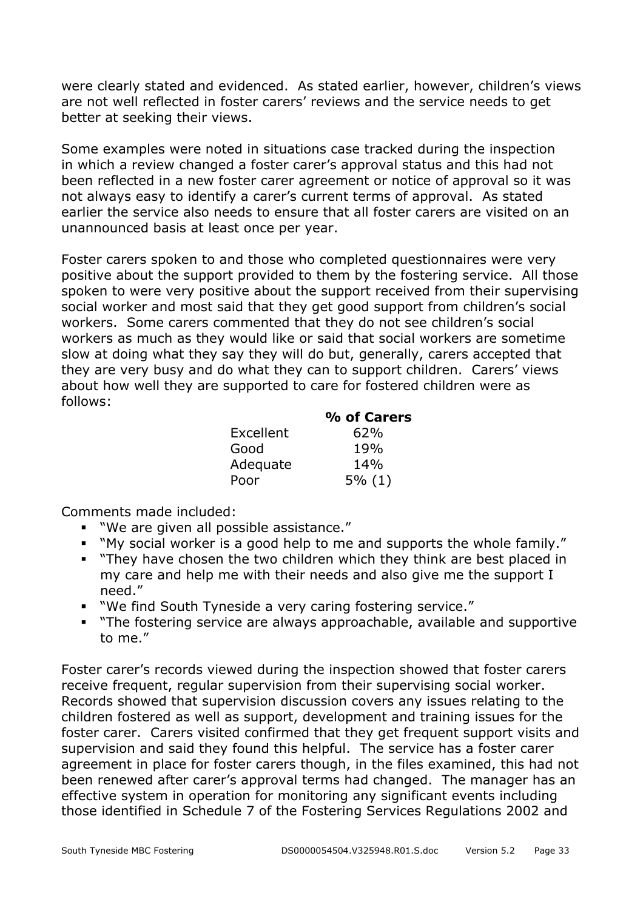were clearly stated and evidenced. As stated earlier, however, children's views are not well reflected in foster carers' reviews and the service needs to get better at seeking their views.

Some examples were noted in situations case tracked during the inspection in which a review changed a foster carer's approval status and this had not been reflected in a new foster carer agreement or notice of approval so it was not always easy to identify a carer's current terms of approval. As stated earlier the service also needs to ensure that all foster carers are visited on an unannounced basis at least once per year.

Foster carers spoken to and those who completed questionnaires were very positive about the support provided to them by the fostering service. All those spoken to were very positive about the support received from their supervising social worker and most said that they get good support from children's social workers. Some carers commented that they do not see children's social workers as much as they would like or said that social workers are sometime slow at doing what they say they will do but, generally, carers accepted that they are very busy and do what they can to support children. Carers' views about how well they are supported to care for fostered children were as follows:

| | **% of Carers** |
|---|---|
| Excellent | 62% |
| Good | 19% |
| Adequate | 14% |
| Poor | 5% (1) |

Comments made included:

- "We are given all possible assistance."
- "My social worker is a good help to me and supports the whole family."
- "They have chosen the two children which they think are best placed in my care and help me with their needs and also give me the support I need."
- "We find South Tyneside a very caring fostering service."
- "The fostering service are always approachable, available and supportive to me."

Foster carer's records viewed during the inspection showed that foster carers receive frequent, regular supervision from their supervising social worker. Records showed that supervision discussion covers any issues relating to the children fostered as well as support, development and training issues for the foster carer. Carers visited confirmed that they get frequent support visits and supervision and said they found this helpful. The service has a foster carer agreement in place for foster carers though, in the files examined, this had not been renewed after carer's approval terms had changed. The manager has an effective system in operation for monitoring any significant events including those identified in Schedule 7 of the Fostering Services Regulations 2002 and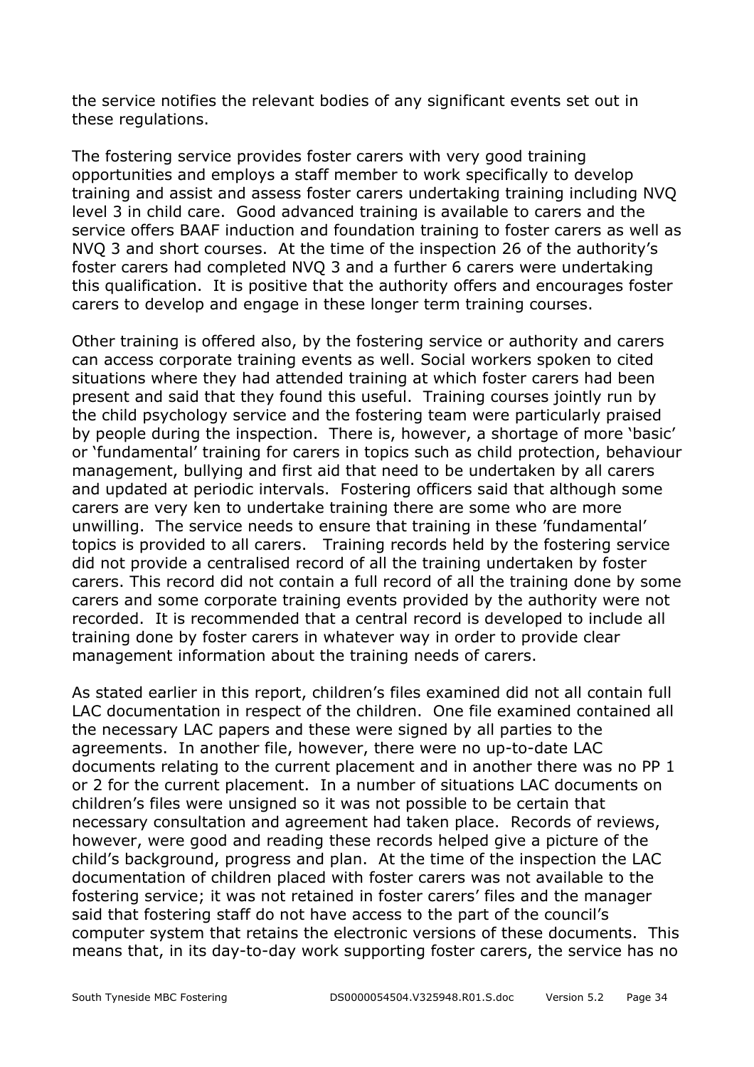the service notifies the relevant bodies of any significant events set out in these regulations.

The fostering service provides foster carers with very good training opportunities and employs a staff member to work specifically to develop training and assist and assess foster carers undertaking training including NVQ level 3 in child care. Good advanced training is available to carers and the service offers BAAF induction and foundation training to foster carers as well as NVQ 3 and short courses. At the time of the inspection 26 of the authority's foster carers had completed NVQ 3 and a further 6 carers were undertaking this qualification. It is positive that the authority offers and encourages foster carers to develop and engage in these longer term training courses.

Other training is offered also, by the fostering service or authority and carers can access corporate training events as well. Social workers spoken to cited situations where they had attended training at which foster carers had been present and said that they found this useful. Training courses jointly run by the child psychology service and the fostering team were particularly praised by people during the inspection. There is, however, a shortage of more 'basic' or 'fundamental' training for carers in topics such as child protection, behaviour management, bullying and first aid that need to be undertaken by all carers and updated at periodic intervals. Fostering officers said that although some carers are very ken to undertake training there are some who are more unwilling. The service needs to ensure that training in these 'fundamental' topics is provided to all carers. Training records held by the fostering service did not provide a centralised record of all the training undertaken by foster carers. This record did not contain a full record of all the training done by some carers and some corporate training events provided by the authority were not recorded. It is recommended that a central record is developed to include all training done by foster carers in whatever way in order to provide clear management information about the training needs of carers.

As stated earlier in this report, children's files examined did not all contain full LAC documentation in respect of the children. One file examined contained all the necessary LAC papers and these were signed by all parties to the agreements. In another file, however, there were no up-to-date LAC documents relating to the current placement and in another there was no PP 1 or 2 for the current placement. In a number of situations LAC documents on children's files were unsigned so it was not possible to be certain that necessary consultation and agreement had taken place. Records of reviews, however, were good and reading these records helped give a picture of the child's background, progress and plan. At the time of the inspection the LAC documentation of children placed with foster carers was not available to the fostering service; it was not retained in foster carers' files and the manager said that fostering staff do not have access to the part of the council's computer system that retains the electronic versions of these documents. This means that, in its day-to-day work supporting foster carers, the service has no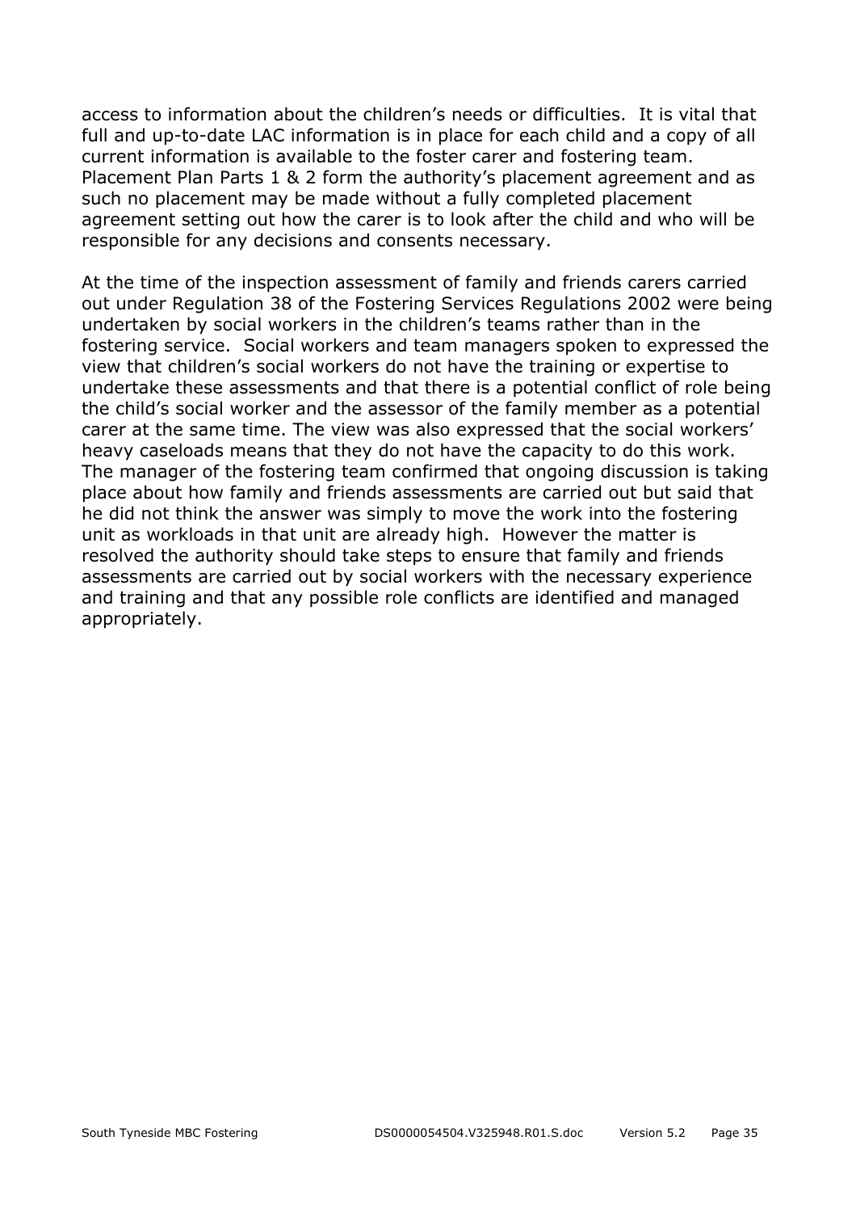access to information about the children's needs or difficulties. It is vital that full and up-to-date LAC information is in place for each child and a copy of all current information is available to the foster carer and fostering team. Placement Plan Parts 1 & 2 form the authority's placement agreement and as such no placement may be made without a fully completed placement agreement setting out how the carer is to look after the child and who will be responsible for any decisions and consents necessary.

At the time of the inspection assessment of family and friends carers carried out under Regulation 38 of the Fostering Services Regulations 2002 were being undertaken by social workers in the children's teams rather than in the fostering service. Social workers and team managers spoken to expressed the view that children's social workers do not have the training or expertise to undertake these assessments and that there is a potential conflict of role being the child's social worker and the assessor of the family member as a potential carer at the same time. The view was also expressed that the social workers' heavy caseloads means that they do not have the capacity to do this work. The manager of the fostering team confirmed that ongoing discussion is taking place about how family and friends assessments are carried out but said that he did not think the answer was simply to move the work into the fostering unit as workloads in that unit are already high. However the matter is resolved the authority should take steps to ensure that family and friends assessments are carried out by social workers with the necessary experience and training and that any possible role conflicts are identified and managed appropriately.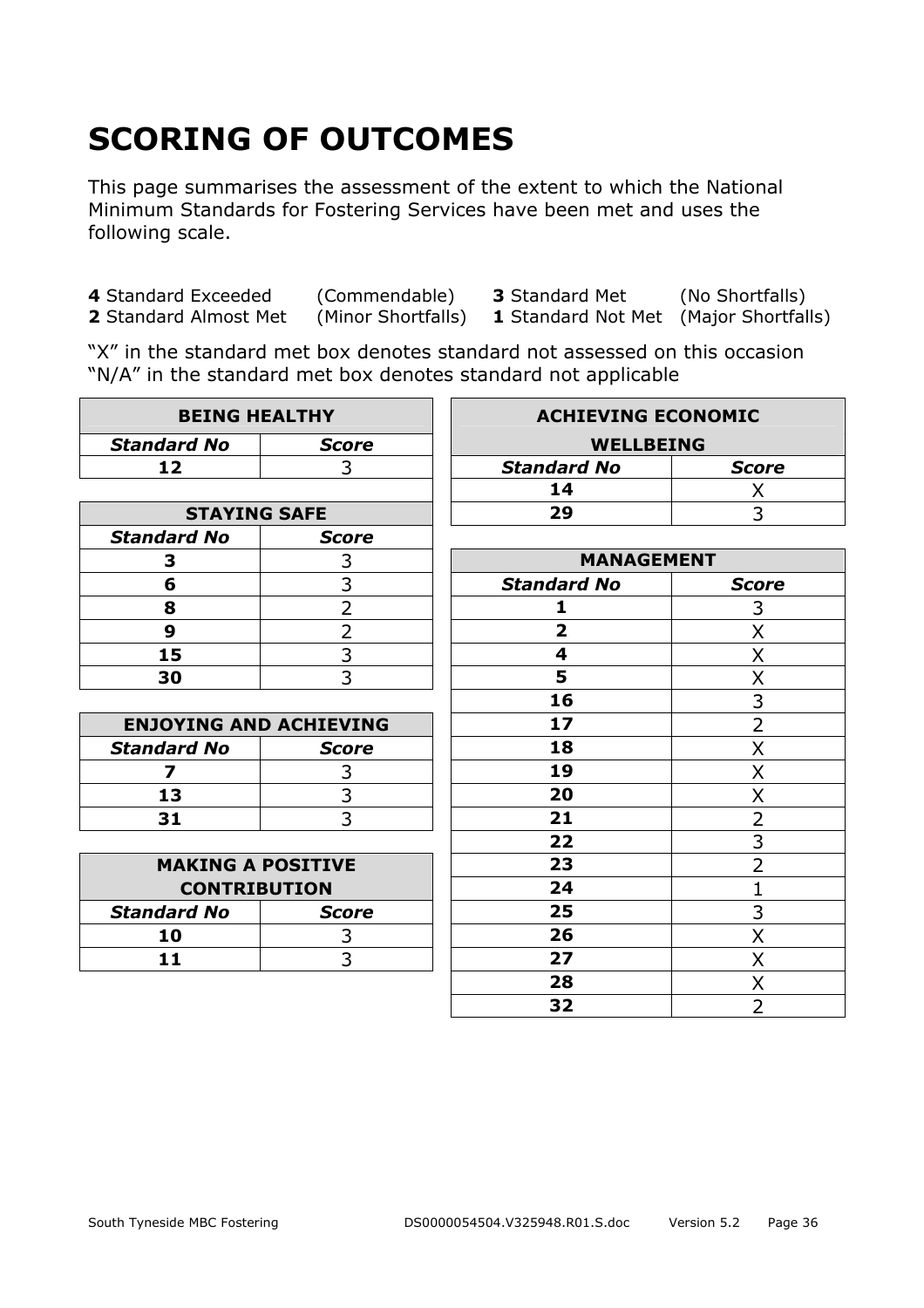# SCORING OF OUTCOMES

This page summarises the assessment of the extent to which the National Minimum Standards for Fostering Services have been met and uses the following scale.

**4** Standard Exceeded (Commendable) **3** Standard Met (No Shortfalls)
**2** Standard Almost Met (Minor Shortfalls) **1** Standard Not Met (Major Shortfalls)

"X" in the standard met box denotes standard not assessed on this occasion
"N/A" in the standard met box denotes standard not applicable

| BEING HEALTHY | |
|---|---|
| ***Standard No*** | ***Score*** |
| **12** | 3 |

| STAYING SAFE | |
|---|---|
| ***Standard No*** | ***Score*** |
| **3** | 3 |
| **6** | 3 |
| **8** | 2 |
| **9** | 2 |
| **15** | 3 |
| **30** | 3 |

| ENJOYING AND ACHIEVING | |
|---|---|
| ***Standard No*** | ***Score*** |
| **7** | 3 |
| **13** | 3 |
| **31** | 3 |

| MAKING A POSITIVE CONTRIBUTION | |
|---|---|
| ***Standard No*** | ***Score*** |
| **10** | 3 |
| **11** | 3 |

| ACHIEVING ECONOMIC WELLBEING | |
|---|---|
| ***Standard No*** | ***Score*** |
| **14** | X |
| **29** | 3 |

| MANAGEMENT | |
|---|---|
| ***Standard No*** | ***Score*** |
| **1** | 3 |
| **2** | X |
| **4** | X |
| **5** | X |
| **16** | 3 |
| **17** | 2 |
| **18** | X |
| **19** | X |
| **20** | X |
| **21** | 2 |
| **22** | 3 |
| **23** | 2 |
| **24** | 1 |
| **25** | 3 |
| **26** | X |
| **27** | X |
| **28** | X |
| **32** | 2 |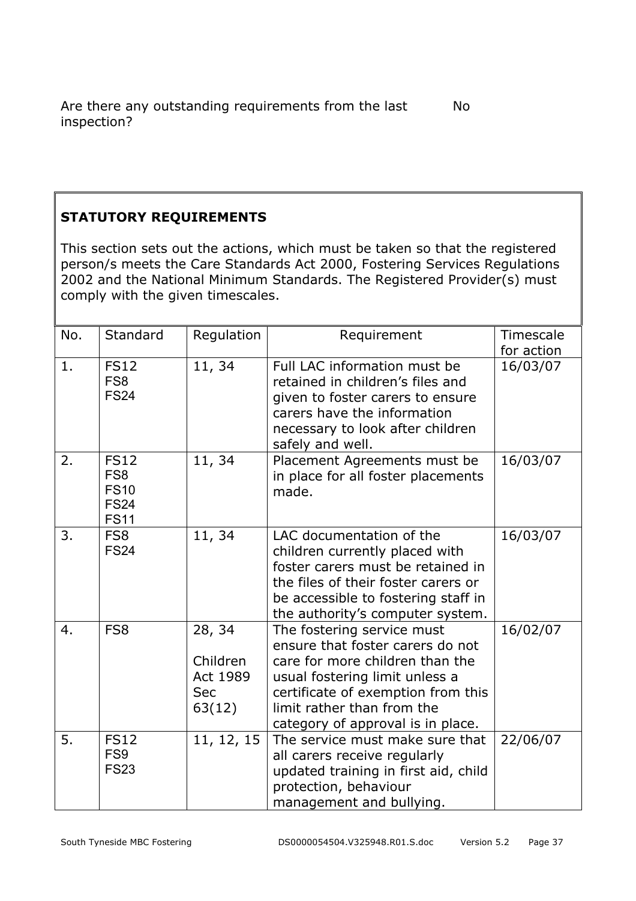Are there any outstanding requirements from the last inspection? No

## STATUTORY REQUIREMENTS

This section sets out the actions, which must be taken so that the registered person/s meets the Care Standards Act 2000, Fostering Services Regulations 2002 and the National Minimum Standards. The Registered Provider(s) must comply with the given timescales.

| No. | Standard | Regulation | Requirement | Timescale for action |
|---|---|---|---|---|
| 1. | FS12<br>FS8<br>FS24 | 11, 34 | Full LAC information must be retained in children's files and given to foster carers to ensure carers have the information necessary to look after children safely and well. | 16/03/07 |
| 2. | FS12<br>FS8<br>FS10<br>FS24<br>FS11 | 11, 34 | Placement Agreements must be in place for all foster placements made. | 16/03/07 |
| 3. | FS8<br>FS24 | 11, 34 | LAC documentation of the children currently placed with foster carers must be retained in the files of their foster carers or be accessible to fostering staff in the authority's computer system. | 16/03/07 |
| 4. | FS8 | 28, 34<br><br>Children Act 1989 Sec 63(12) | The fostering service must ensure that foster carers do not care for more children than the usual fostering limit unless a certificate of exemption from this limit rather than from the category of approval is in place. | 16/02/07 |
| 5. | FS12<br>FS9<br>FS23 | 11, 12, 15 | The service must make sure that all carers receive regularly updated training in first aid, child protection, behaviour management and bullying. | 22/06/07 |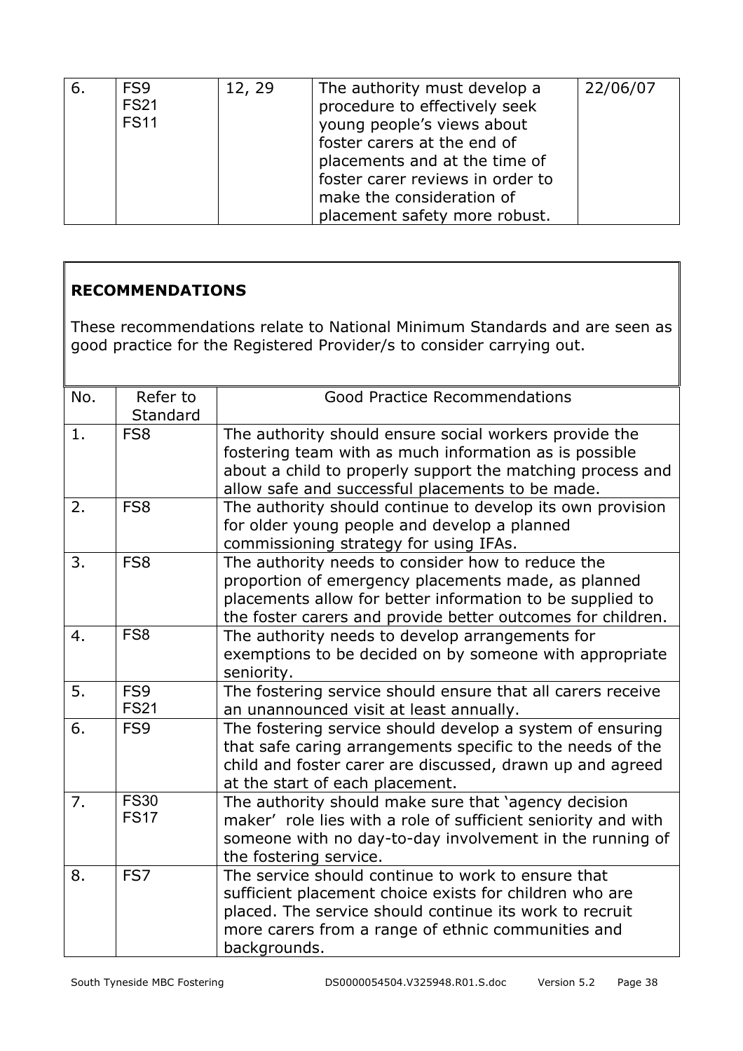| 6. | FS9<br>FS21<br>FS11 | 12, 29 | The authority must develop a procedure to effectively seek young people's views about foster carers at the end of placements and at the time of foster carer reviews in order to make the consideration of placement safety more robust. | 22/06/07 |
|---|---|---|---|---|

## RECOMMENDATIONS

These recommendations relate to National Minimum Standards and are seen as good practice for the Registered Provider/s to consider carrying out.

| No. | Refer to Standard | Good Practice Recommendations |
|---|---|---|
| 1. | FS8 | The authority should ensure social workers provide the fostering team with as much information as is possible about a child to properly support the matching process and allow safe and successful placements to be made. |
| 2. | FS8 | The authority should continue to develop its own provision for older young people and develop a planned commissioning strategy for using IFAs. |
| 3. | FS8 | The authority needs to consider how to reduce the proportion of emergency placements made, as planned placements allow for better information to be supplied to the foster carers and provide better outcomes for children. |
| 4. | FS8 | The authority needs to develop arrangements for exemptions to be decided on by someone with appropriate seniority. |
| 5. | FS9<br>FS21 | The fostering service should ensure that all carers receive an unannounced visit at least annually. |
| 6. | FS9 | The fostering service should develop a system of ensuring that safe caring arrangements specific to the needs of the child and foster carer are discussed, drawn up and agreed at the start of each placement. |
| 7. | FS30<br>FS17 | The authority should make sure that 'agency decision maker' role lies with a role of sufficient seniority and with someone with no day-to-day involvement in the running of the fostering service. |
| 8. | FS7 | The service should continue to work to ensure that sufficient placement choice exists for children who are placed. The service should continue its work to recruit more carers from a range of ethnic communities and backgrounds. |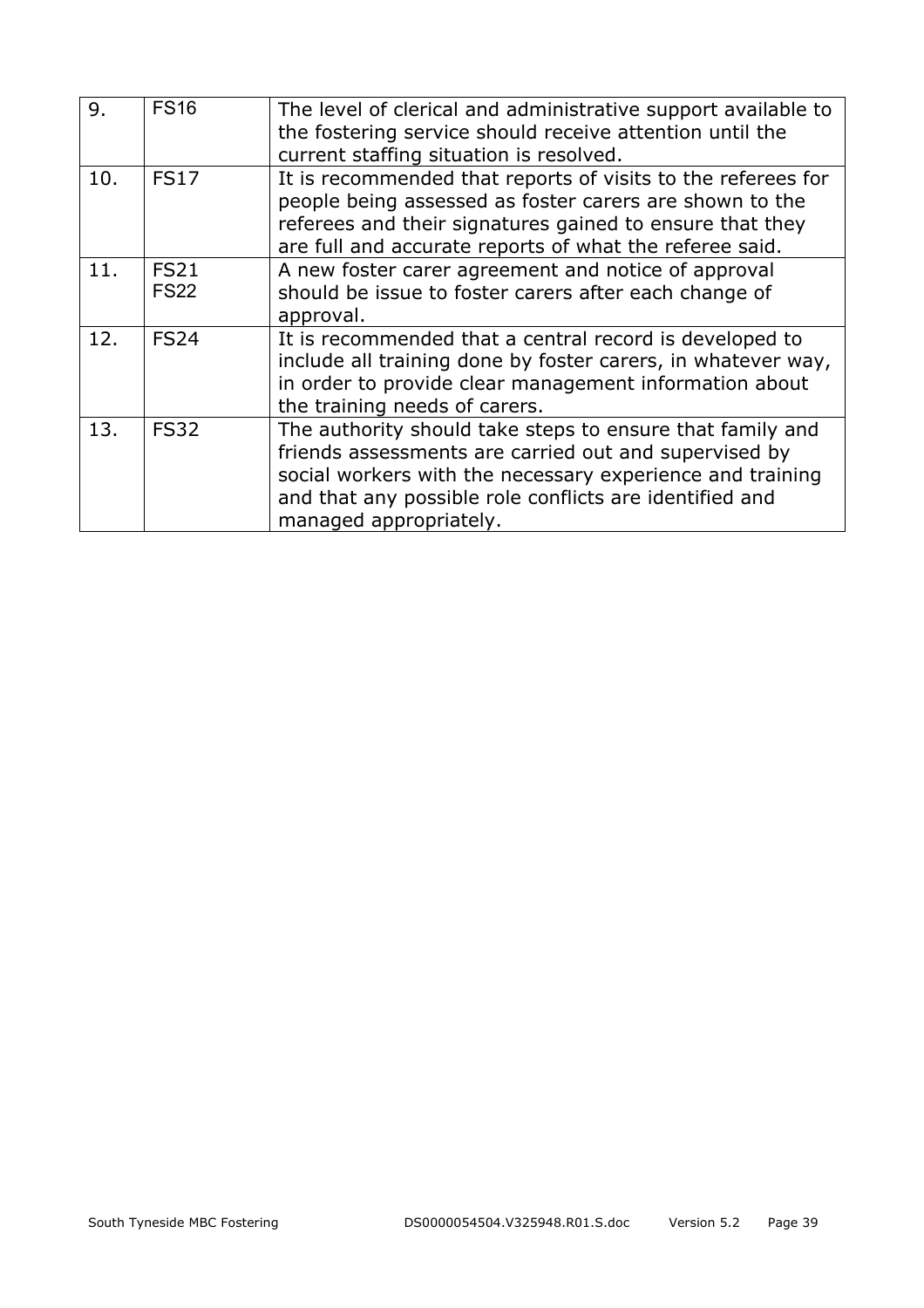| 9. | FS16 | The level of clerical and administrative support available to the fostering service should receive attention until the current staffing situation is resolved. |
|---|---|---|
| 10. | FS17 | It is recommended that reports of visits to the referees for people being assessed as foster carers are shown to the referees and their signatures gained to ensure that they are full and accurate reports of what the referee said. |
| 11. | FS21 FS22 | A new foster carer agreement and notice of approval should be issue to foster carers after each change of approval. |
| 12. | FS24 | It is recommended that a central record is developed to include all training done by foster carers, in whatever way, in order to provide clear management information about the training needs of carers. |
| 13. | FS32 | The authority should take steps to ensure that family and friends assessments are carried out and supervised by social workers with the necessary experience and training and that any possible role conflicts are identified and managed appropriately. |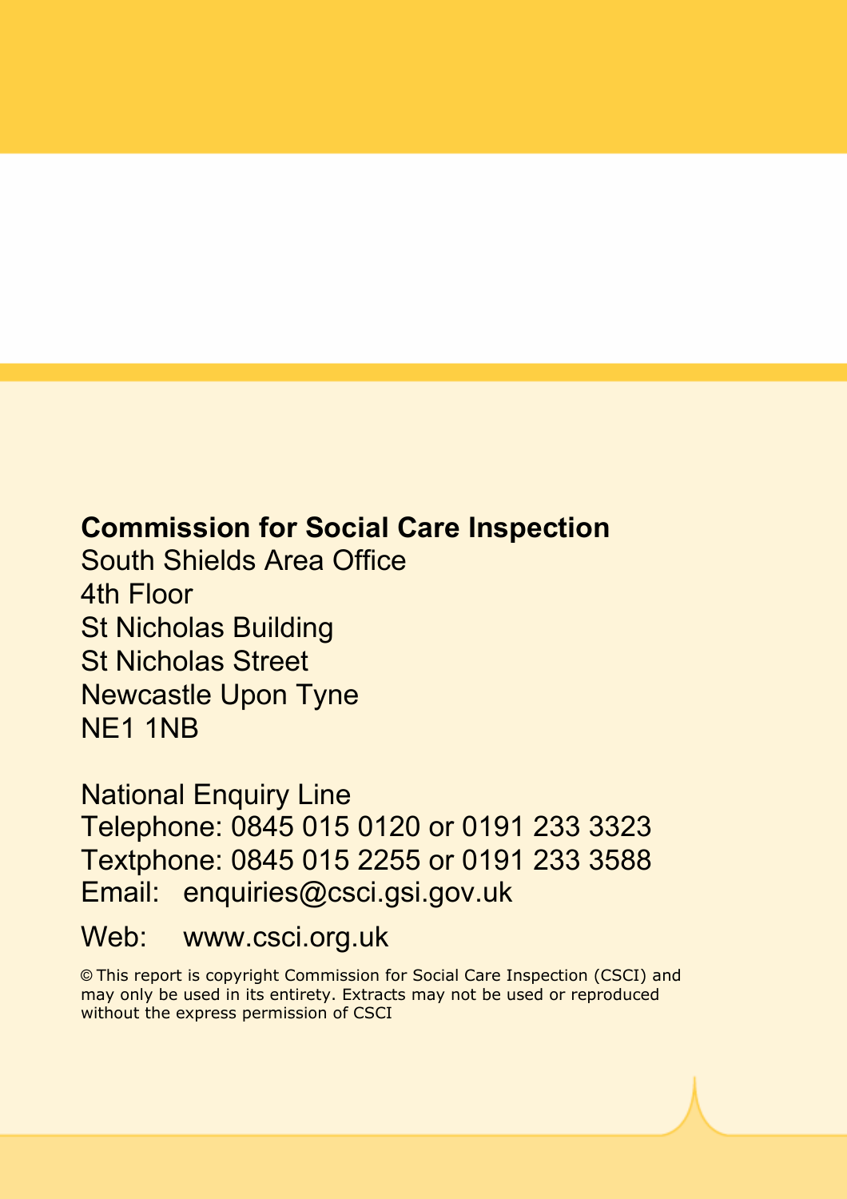**Commission for Social Care Inspection**
South Shields Area Office
4th Floor
St Nicholas Building
St Nicholas Street
Newcastle Upon Tyne
NE1 1NB

National Enquiry Line
Telephone: 0845 015 0120 or 0191 233 3323
Textphone: 0845 015 2255 or 0191 233 3588
Email: enquiries@csci.gsi.gov.uk

Web: www.csci.org.uk

© This report is copyright Commission for Social Care Inspection (CSCI) and may only be used in its entirety. Extracts may not be used or reproduced without the express permission of CSCI